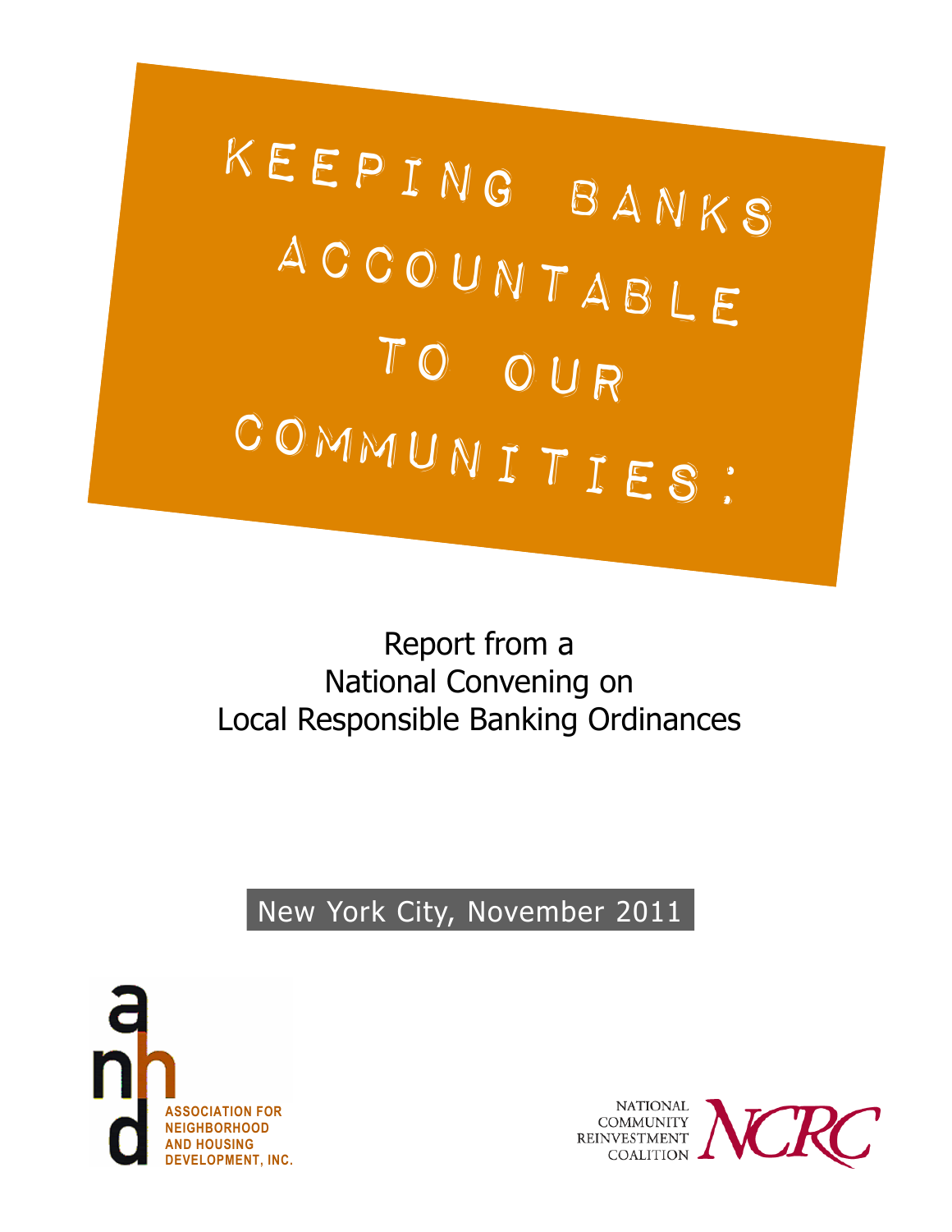# Keeping Banks Accountable to Our Communities:

Report from a National Convening on Local Responsible Banking Ordinances

New York City, November 2011

ASSOCIATION FOR NEIGHBORHOOD AND HOUSING DEVELOPMENT, INC.

NATIONAL COMMUNITY REINVESTMENT COALITION NCRC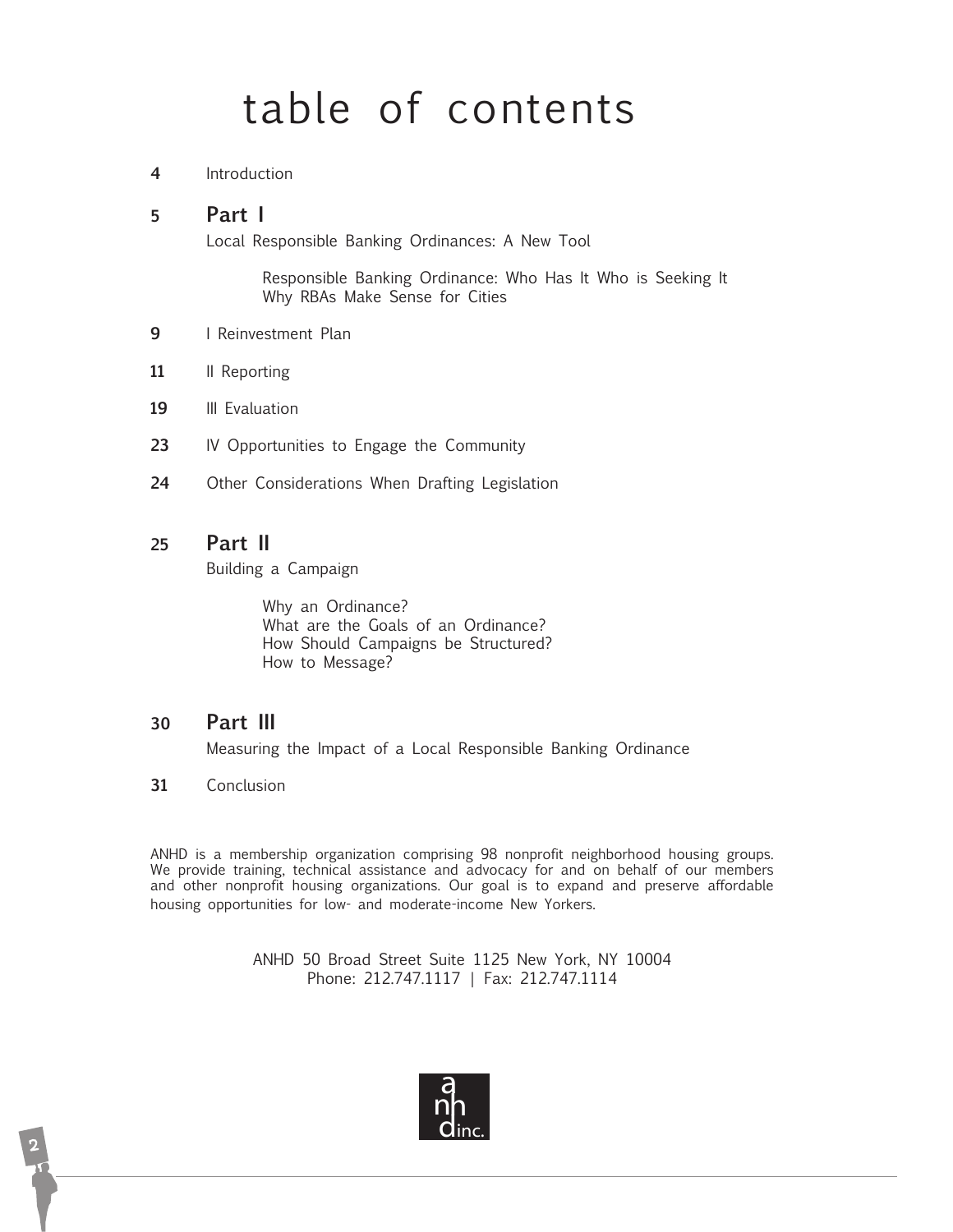# table of contents

**4** Introduction

## **5** Part I

Local Responsible Banking Ordinances: A New Tool

- Responsible Banking Ordinance: Who Has It Who is Seeking It
- Why RBAs Make Sense for Cities

**9** I Reinvestment Plan

**11** II Reporting

**19** III Evaluation

**23** IV Opportunities to Engage the Community

**24** Other Considerations When Drafting Legislation

## **25** Part II

Building a Campaign

- Why an Ordinance?
- What are the Goals of an Ordinance?
- How Should Campaigns be Structured?
- How to Message?

## **30** Part III

Measuring the Impact of a Local Responsible Banking Ordinance

**31** Conclusion

ANHD is a membership organization comprising 98 nonprofit neighborhood housing groups. We provide training, technical assistance and advocacy for and on behalf of our members and other nonprofit housing organizations. Our goal is to expand and preserve affordable housing opportunities for low- and moderate-income New Yorkers.

ANHD 50 Broad Street Suite 1125 New York, NY 10004
Phone: 212.747.1117 | Fax: 212.747.1114

anhd inc.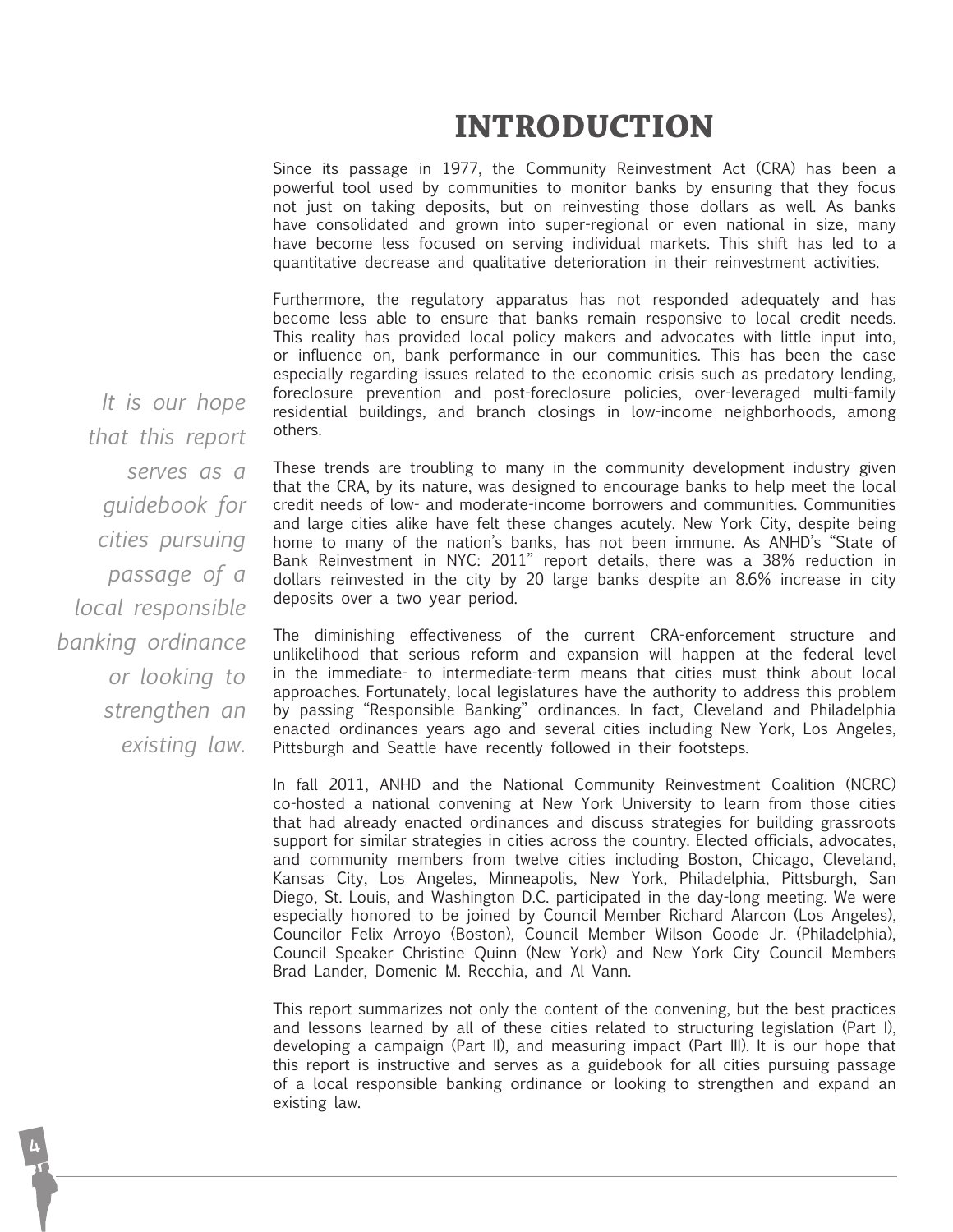# INTRODUCTION

Since its passage in 1977, the Community Reinvestment Act (CRA) has been a powerful tool used by communities to monitor banks by ensuring that they focus not just on taking deposits, but on reinvesting those dollars as well. As banks have consolidated and grown into super-regional or even national in size, many have become less focused on serving individual markets. This shift has led to a quantitative decrease and qualitative deterioration in their reinvestment activities.

Furthermore, the regulatory apparatus has not responded adequately and has become less able to ensure that banks remain responsive to local credit needs. This reality has provided local policy makers and advocates with little input into, or influence on, bank performance in our communities. This has been the case especially regarding issues related to the economic crisis such as predatory lending, foreclosure prevention and post-foreclosure policies, over-leveraged multi-family residential buildings, and branch closings in low-income neighborhoods, among others.

*It is our hope that this report serves as a guidebook for cities pursuing passage of a local responsible banking ordinance or looking to strengthen an existing law.*

These trends are troubling to many in the community development industry given that the CRA, by its nature, was designed to encourage banks to help meet the local credit needs of low- and moderate-income borrowers and communities. Communities and large cities alike have felt these changes acutely. New York City, despite being home to many of the nation's banks, has not been immune. As ANHD's "State of Bank Reinvestment in NYC: 2011" report details, there was a 38% reduction in dollars reinvested in the city by 20 large banks despite an 8.6% increase in city deposits over a two year period.

The diminishing effectiveness of the current CRA-enforcement structure and unlikelihood that serious reform and expansion will happen at the federal level in the immediate- to intermediate-term means that cities must think about local approaches. Fortunately, local legislatures have the authority to address this problem by passing "Responsible Banking" ordinances. In fact, Cleveland and Philadelphia enacted ordinances years ago and several cities including New York, Los Angeles, Pittsburgh and Seattle have recently followed in their footsteps.

In fall 2011, ANHD and the National Community Reinvestment Coalition (NCRC) co-hosted a national convening at New York University to learn from those cities that had already enacted ordinances and discuss strategies for building grassroots support for similar strategies in cities across the country. Elected officials, advocates, and community members from twelve cities including Boston, Chicago, Cleveland, Kansas City, Los Angeles, Minneapolis, New York, Philadelphia, Pittsburgh, San Diego, St. Louis, and Washington D.C. participated in the day-long meeting. We were especially honored to be joined by Council Member Richard Alarcon (Los Angeles), Councilor Felix Arroyo (Boston), Council Member Wilson Goode Jr. (Philadelphia), Council Speaker Christine Quinn (New York) and New York City Council Members Brad Lander, Domenic M. Recchia, and Al Vann.

This report summarizes not only the content of the convening, but the best practices and lessons learned by all of these cities related to structuring legislation (Part I), developing a campaign (Part II), and measuring impact (Part III). It is our hope that this report is instructive and serves as a guidebook for all cities pursuing passage of a local responsible banking ordinance or looking to strengthen and expand an existing law.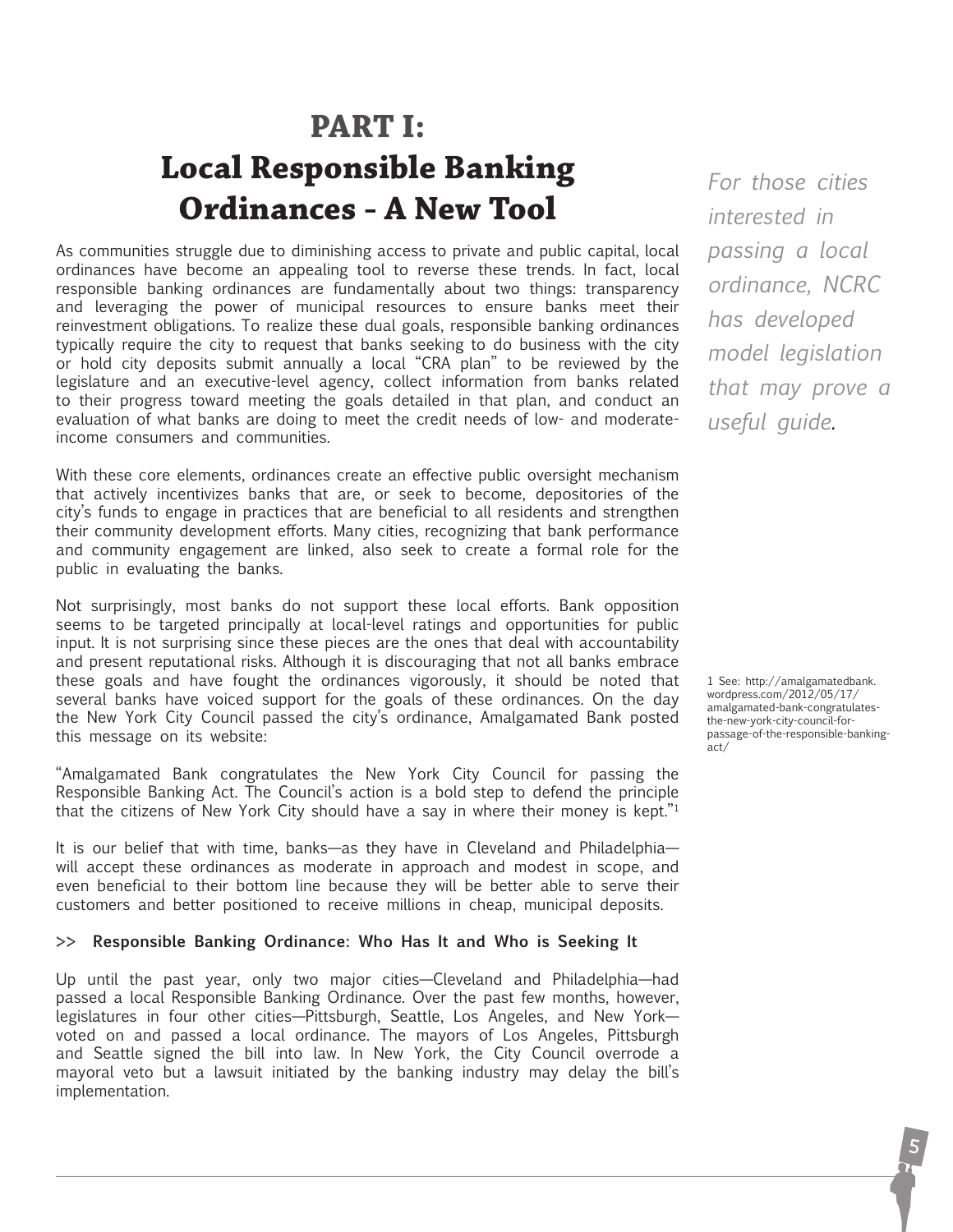# PART I: Local Responsible Banking Ordinances - A New Tool

As communities struggle due to diminishing access to private and public capital, local ordinances have become an appealing tool to reverse these trends. In fact, local responsible banking ordinances are fundamentally about two things: transparency and leveraging the power of municipal resources to ensure banks meet their reinvestment obligations. To realize these dual goals, responsible banking ordinances typically require the city to request that banks seeking to do business with the city or hold city deposits submit annually a local "CRA plan" to be reviewed by the legislature and an executive-level agency, collect information from banks related to their progress toward meeting the goals detailed in that plan, and conduct an evaluation of what banks are doing to meet the credit needs of low- and moderate-income consumers and communities.

*For those cities interested in passing a local ordinance, NCRC has developed model legislation that may prove a useful guide.*

With these core elements, ordinances create an effective public oversight mechanism that actively incentivizes banks that are, or seek to become, depositories of the city's funds to engage in practices that are beneficial to all residents and strengthen their community development efforts. Many cities, recognizing that bank performance and community engagement are linked, also seek to create a formal role for the public in evaluating the banks.

Not surprisingly, most banks do not support these local efforts. Bank opposition seems to be targeted principally at local-level ratings and opportunities for public input. It is not surprising since these pieces are the ones that deal with accountability and present reputational risks. Although it is discouraging that not all banks embrace these goals and have fought the ordinances vigorously, it should be noted that several banks have voiced support for the goals of these ordinances. On the day the New York City Council passed the city's ordinance, Amalgamated Bank posted this message on its website:

"Amalgamated Bank congratulates the New York City Council for passing the Responsible Banking Act. The Council's action is a bold step to defend the principle that the citizens of New York City should have a say in where their money is kept."[1]

It is our belief that with time, banks—as they have in Cleveland and Philadelphia—will accept these ordinances as moderate in approach and modest in scope, and even beneficial to their bottom line because they will be better able to serve their customers and better positioned to receive millions in cheap, municipal deposits.

### >> Responsible Banking Ordinance: Who Has It and Who is Seeking It

Up until the past year, only two major cities—Cleveland and Philadelphia—had passed a local Responsible Banking Ordinance. Over the past few months, however, legislatures in four other cities—Pittsburgh, Seattle, Los Angeles, and New York—voted on and passed a local ordinance. The mayors of Los Angeles, Pittsburgh and Seattle signed the bill into law. In New York, the City Council overrode a mayoral veto but a lawsuit initiated by the banking industry may delay the bill's implementation.

1 See: http://amalgamatedbank.wordpress.com/2012/05/17/amalgamated-bank-congratulates-the-new-york-city-council-for-passage-of-the-responsible-banking-act/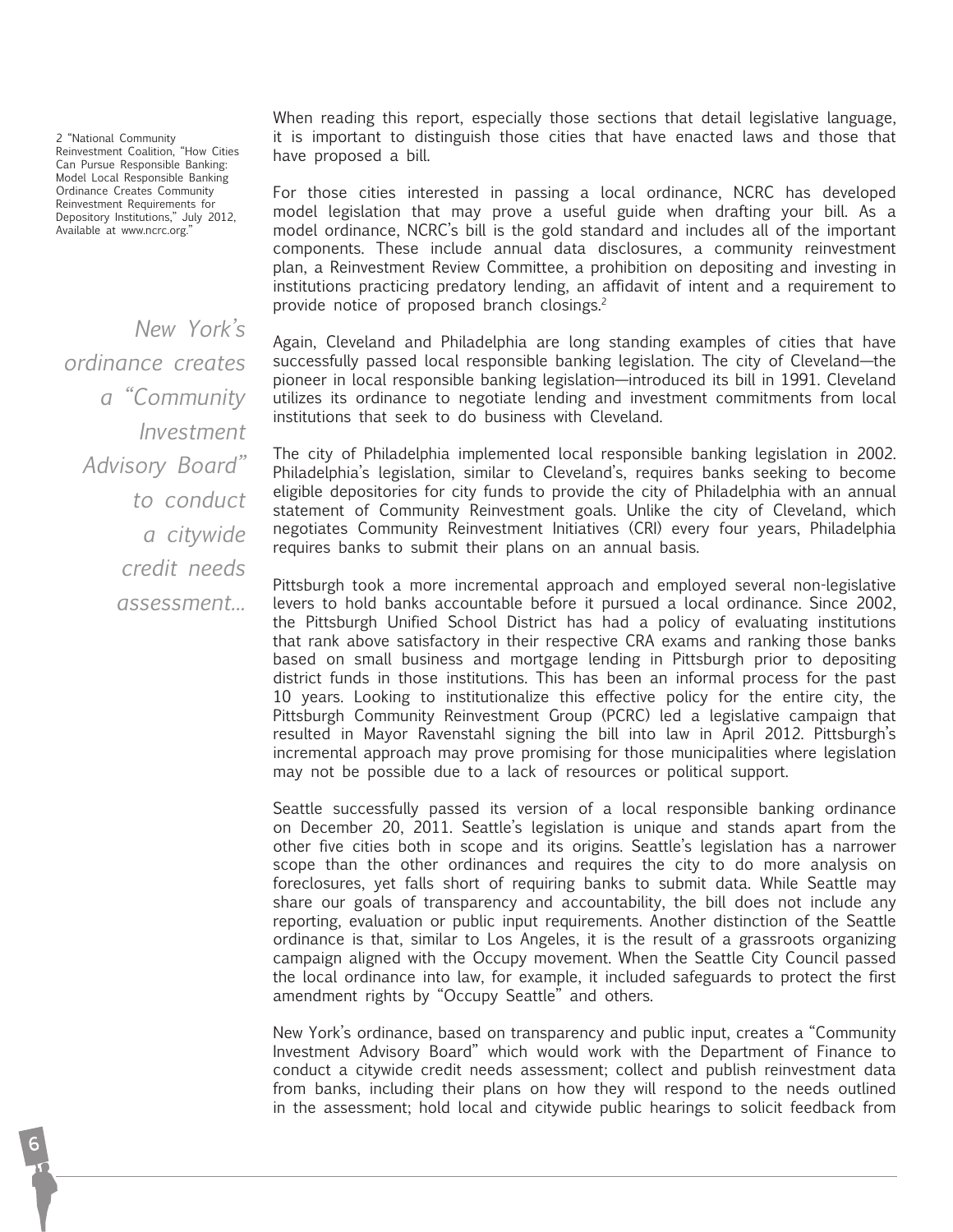When reading this report, especially those sections that detail legislative language, it is important to distinguish those cities that have enacted laws and those that have proposed a bill.

For those cities interested in passing a local ordinance, NCRC has developed model legislation that may prove a useful guide when drafting your bill. As a model ordinance, NCRC's bill is the gold standard and includes all of the important components. These include annual data disclosures, a community reinvestment plan, a Reinvestment Review Committee, a prohibition on depositing and investing in institutions practicing predatory lending, an affidavit of intent and a requirement to provide notice of proposed branch closings.[2]

*New York's ordinance creates a "Community Investment Advisory Board" to conduct a citywide credit needs assessment...*

Again, Cleveland and Philadelphia are long standing examples of cities that have successfully passed local responsible banking legislation. The city of Cleveland—the pioneer in local responsible banking legislation—introduced its bill in 1991. Cleveland utilizes its ordinance to negotiate lending and investment commitments from local institutions that seek to do business with Cleveland.

The city of Philadelphia implemented local responsible banking legislation in 2002. Philadelphia's legislation, similar to Cleveland's, requires banks seeking to become eligible depositories for city funds to provide the city of Philadelphia with an annual statement of Community Reinvestment goals. Unlike the city of Cleveland, which negotiates Community Reinvestment Initiatives (CRI) every four years, Philadelphia requires banks to submit their plans on an annual basis.

Pittsburgh took a more incremental approach and employed several non-legislative levers to hold banks accountable before it pursued a local ordinance. Since 2002, the Pittsburgh Unified School District has had a policy of evaluating institutions that rank above satisfactory in their respective CRA exams and ranking those banks based on small business and mortgage lending in Pittsburgh prior to depositing district funds in those institutions. This has been an informal process for the past 10 years. Looking to institutionalize this effective policy for the entire city, the Pittsburgh Community Reinvestment Group (PCRC) led a legislative campaign that resulted in Mayor Ravenstahl signing the bill into law in April 2012. Pittsburgh's incremental approach may prove promising for those municipalities where legislation may not be possible due to a lack of resources or political support.

Seattle successfully passed its version of a local responsible banking ordinance on December 20, 2011. Seattle's legislation is unique and stands apart from the other five cities both in scope and its origins. Seattle's legislation has a narrower scope than the other ordinances and requires the city to do more analysis on foreclosures, yet falls short of requiring banks to submit data. While Seattle may share our goals of transparency and accountability, the bill does not include any reporting, evaluation or public input requirements. Another distinction of the Seattle ordinance is that, similar to Los Angeles, it is the result of a grassroots organizing campaign aligned with the Occupy movement. When the Seattle City Council passed the local ordinance into law, for example, it included safeguards to protect the first amendment rights by "Occupy Seattle" and others.

New York's ordinance, based on transparency and public input, creates a "Community Investment Advisory Board" which would work with the Department of Finance to conduct a citywide credit needs assessment; collect and publish reinvestment data from banks, including their plans on how they will respond to the needs outlined in the assessment; hold local and citywide public hearings to solicit feedback from

2 "National Community Reinvestment Coalition, "How Cities Can Pursue Responsible Banking: Model Local Responsible Banking Ordinance Creates Community Reinvestment Requirements for Depository Institutions," July 2012, Available at www.ncrc.org."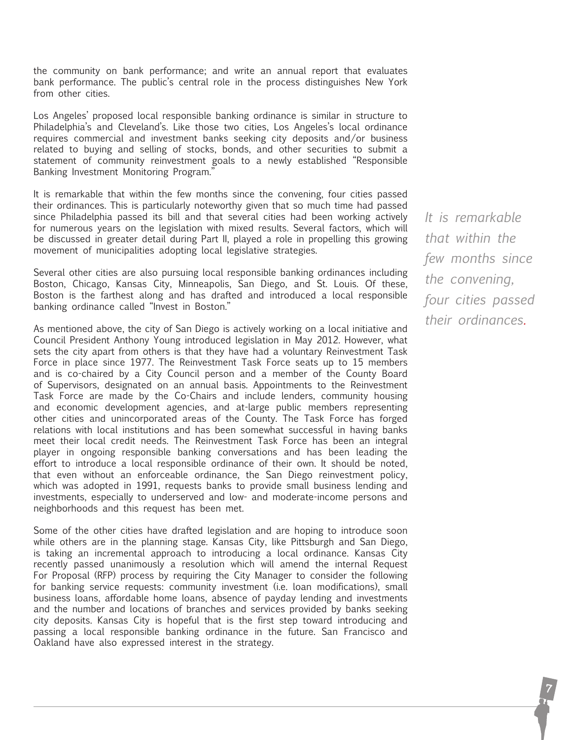the community on bank performance; and write an annual report that evaluates bank performance. The public's central role in the process distinguishes New York from other cities.

Los Angeles' proposed local responsible banking ordinance is similar in structure to Philadelphia's and Cleveland's. Like those two cities, Los Angeles's local ordinance requires commercial and investment banks seeking city deposits and/or business related to buying and selling of stocks, bonds, and other securities to submit a statement of community reinvestment goals to a newly established "Responsible Banking Investment Monitoring Program."

It is remarkable that within the few months since the convening, four cities passed their ordinances. This is particularly noteworthy given that so much time had passed since Philadelphia passed its bill and that several cities had been working actively for numerous years on the legislation with mixed results. Several factors, which will be discussed in greater detail during Part II, played a role in propelling this growing movement of municipalities adopting local legislative strategies.

*It is remarkable that within the few months since the convening, four cities passed their ordinances.*

Several other cities are also pursuing local responsible banking ordinances including Boston, Chicago, Kansas City, Minneapolis, San Diego, and St. Louis. Of these, Boston is the farthest along and has drafted and introduced a local responsible banking ordinance called "Invest in Boston."

As mentioned above, the city of San Diego is actively working on a local initiative and Council President Anthony Young introduced legislation in May 2012. However, what sets the city apart from others is that they have had a voluntary Reinvestment Task Force in place since 1977. The Reinvestment Task Force seats up to 15 members and is co-chaired by a City Council person and a member of the County Board of Supervisors, designated on an annual basis. Appointments to the Reinvestment Task Force are made by the Co-Chairs and include lenders, community housing and economic development agencies, and at-large public members representing other cities and unincorporated areas of the County. The Task Force has forged relations with local institutions and has been somewhat successful in having banks meet their local credit needs. The Reinvestment Task Force has been an integral player in ongoing responsible banking conversations and has been leading the effort to introduce a local responsible ordinance of their own. It should be noted, that even without an enforceable ordinance, the San Diego reinvestment policy, which was adopted in 1991, requests banks to provide small business lending and investments, especially to underserved and low- and moderate-income persons and neighborhoods and this request has been met.

Some of the other cities have drafted legislation and are hoping to introduce soon while others are in the planning stage. Kansas City, like Pittsburgh and San Diego, is taking an incremental approach to introducing a local ordinance. Kansas City recently passed unanimously a resolution which will amend the internal Request For Proposal (RFP) process by requiring the City Manager to consider the following for banking service requests: community investment (i.e. loan modifications), small business loans, affordable home loans, absence of payday lending and investments and the number and locations of branches and services provided by banks seeking city deposits. Kansas City is hopeful that is the first step toward introducing and passing a local responsible banking ordinance in the future. San Francisco and Oakland have also expressed interest in the strategy.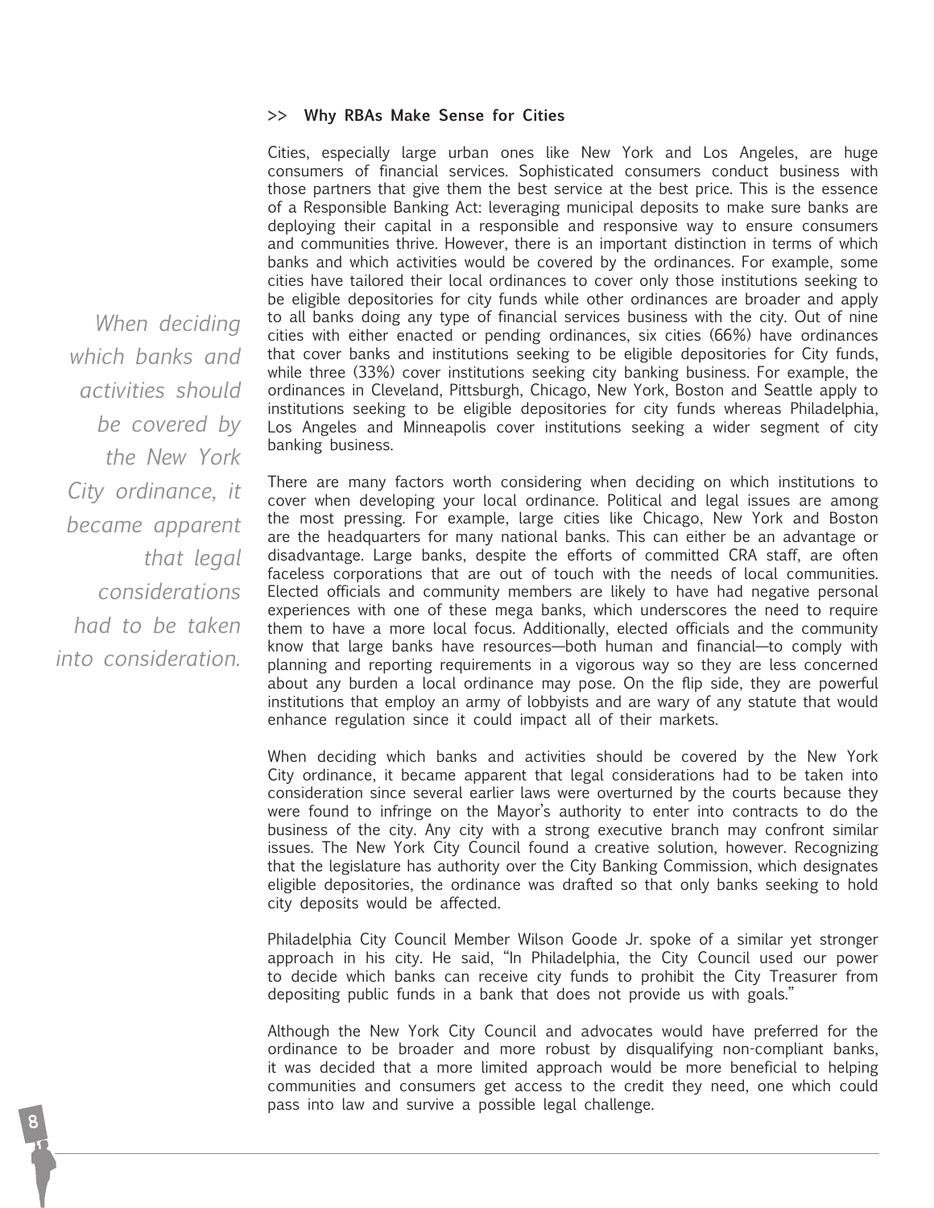## >> Why RBAs Make Sense for Cities

Cities, especially large urban ones like New York and Los Angeles, are huge consumers of financial services. Sophisticated consumers conduct business with those partners that give them the best service at the best price. This is the essence of a Responsible Banking Act: leveraging municipal deposits to make sure banks are deploying their capital in a responsible and responsive way to ensure consumers and communities thrive. However, there is an important distinction in terms of which banks and which activities would be covered by the ordinances. For example, some cities have tailored their local ordinances to cover only those institutions seeking to be eligible depositories for city funds while other ordinances are broader and apply to all banks doing any type of financial services business with the city. Out of nine cities with either enacted or pending ordinances, six cities (66%) have ordinances that cover banks and institutions seeking to be eligible depositories for City funds, while three (33%) cover institutions seeking city banking business. For example, the ordinances in Cleveland, Pittsburgh, Chicago, New York, Boston and Seattle apply to institutions seeking to be eligible depositories for city funds whereas Philadelphia, Los Angeles and Minneapolis cover institutions seeking a wider segment of city banking business.

*When deciding which banks and activities should be covered by the New York City ordinance, it became apparent that legal considerations had to be taken into consideration.*

There are many factors worth considering when deciding on which institutions to cover when developing your local ordinance. Political and legal issues are among the most pressing. For example, large cities like Chicago, New York and Boston are the headquarters for many national banks. This can either be an advantage or disadvantage. Large banks, despite the efforts of committed CRA staff, are often faceless corporations that are out of touch with the needs of local communities. Elected officials and community members are likely to have had negative personal experiences with one of these mega banks, which underscores the need to require them to have a more local focus. Additionally, elected officials and the community know that large banks have resources—both human and financial—to comply with planning and reporting requirements in a vigorous way so they are less concerned about any burden a local ordinance may pose. On the flip side, they are powerful institutions that employ an army of lobbyists and are wary of any statute that would enhance regulation since it could impact all of their markets.

When deciding which banks and activities should be covered by the New York City ordinance, it became apparent that legal considerations had to be taken into consideration since several earlier laws were overturned by the courts because they were found to infringe on the Mayor's authority to enter into contracts to do the business of the city. Any city with a strong executive branch may confront similar issues. The New York City Council found a creative solution, however. Recognizing that the legislature has authority over the City Banking Commission, which designates eligible depositories, the ordinance was drafted so that only banks seeking to hold city deposits would be affected.

Philadelphia City Council Member Wilson Goode Jr. spoke of a similar yet stronger approach in his city. He said, "In Philadelphia, the City Council used our power to decide which banks can receive city funds to prohibit the City Treasurer from depositing public funds in a bank that does not provide us with goals."

Although the New York City Council and advocates would have preferred for the ordinance to be broader and more robust by disqualifying non-compliant banks, it was decided that a more limited approach would be more beneficial to helping communities and consumers get access to the credit they need, one which could pass into law and survive a possible legal challenge.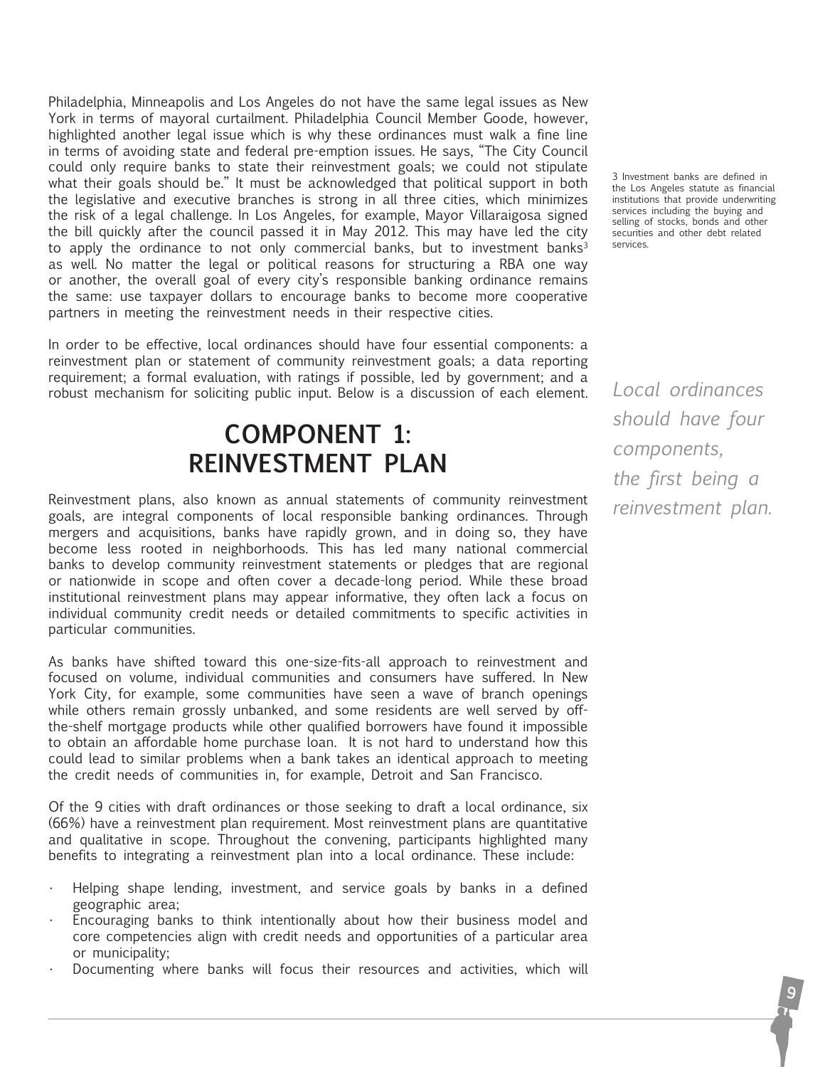Philadelphia, Minneapolis and Los Angeles do not have the same legal issues as New York in terms of mayoral curtailment. Philadelphia Council Member Goode, however, highlighted another legal issue which is why these ordinances must walk a fine line in terms of avoiding state and federal pre-emption issues. He says, "The City Council could only require banks to state their reinvestment goals; we could not stipulate what their goals should be." It must be acknowledged that political support in both the legislative and executive branches is strong in all three cities, which minimizes the risk of a legal challenge. In Los Angeles, for example, Mayor Villaraigosa signed the bill quickly after the council passed it in May 2012. This may have led the city to apply the ordinance to not only commercial banks, but to investment banks[3] as well. No matter the legal or political reasons for structuring a RBA one way or another, the overall goal of every city's responsible banking ordinance remains the same: use taxpayer dollars to encourage banks to become more cooperative partners in meeting the reinvestment needs in their respective cities.

3 Investment banks are defined in the Los Angeles statute as financial institutions that provide underwriting services including the buying and selling of stocks, bonds and other securities and other debt related services.

In order to be effective, local ordinances should have four essential components: a reinvestment plan or statement of community reinvestment goals; a data reporting requirement; a formal evaluation, with ratings if possible, led by government; and a robust mechanism for soliciting public input. Below is a discussion of each element.

*Local ordinances should have four components, the first being a reinvestment plan.*

## COMPONENT 1: REINVESTMENT PLAN

Reinvestment plans, also known as annual statements of community reinvestment goals, are integral components of local responsible banking ordinances. Through mergers and acquisitions, banks have rapidly grown, and in doing so, they have become less rooted in neighborhoods. This has led many national commercial banks to develop community reinvestment statements or pledges that are regional or nationwide in scope and often cover a decade-long period. While these broad institutional reinvestment plans may appear informative, they often lack a focus on individual community credit needs or detailed commitments to specific activities in particular communities.

As banks have shifted toward this one-size-fits-all approach to reinvestment and focused on volume, individual communities and consumers have suffered. In New York City, for example, some communities have seen a wave of branch openings while others remain grossly unbanked, and some residents are well served by off-the-shelf mortgage products while other qualified borrowers have found it impossible to obtain an affordable home purchase loan. It is not hard to understand how this could lead to similar problems when a bank takes an identical approach to meeting the credit needs of communities in, for example, Detroit and San Francisco.

Of the 9 cities with draft ordinances or those seeking to draft a local ordinance, six (66%) have a reinvestment plan requirement. Most reinvestment plans are quantitative and qualitative in scope. Throughout the convening, participants highlighted many benefits to integrating a reinvestment plan into a local ordinance. These include:

- Helping shape lending, investment, and service goals by banks in a defined geographic area;
- Encouraging banks to think intentionally about how their business model and core competencies align with credit needs and opportunities of a particular area or municipality;
- Documenting where banks will focus their resources and activities, which will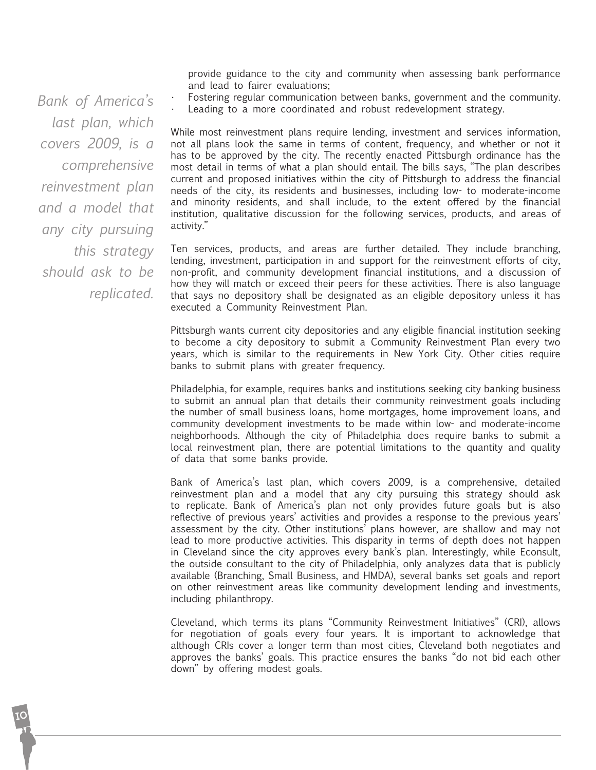provide guidance to the city and community when assessing bank performance and lead to fairer evaluations;

- Fostering regular communication between banks, government and the community.
- Leading to a more coordinated and robust redevelopment strategy.

*Bank of America's last plan, which covers 2009, is a comprehensive reinvestment plan and a model that any city pursuing this strategy should ask to be replicated.*

While most reinvestment plans require lending, investment and services information, not all plans look the same in terms of content, frequency, and whether or not it has to be approved by the city. The recently enacted Pittsburgh ordinance has the most detail in terms of what a plan should entail. The bills says, "The plan describes current and proposed initiatives within the city of Pittsburgh to address the financial needs of the city, its residents and businesses, including low- to moderate-income and minority residents, and shall include, to the extent offered by the financial institution, qualitative discussion for the following services, products, and areas of activity."

Ten services, products, and areas are further detailed. They include branching, lending, investment, participation in and support for the reinvestment efforts of city, non-profit, and community development financial institutions, and a discussion of how they will match or exceed their peers for these activities. There is also language that says no depository shall be designated as an eligible depository unless it has executed a Community Reinvestment Plan.

Pittsburgh wants current city depositories and any eligible financial institution seeking to become a city depository to submit a Community Reinvestment Plan every two years, which is similar to the requirements in New York City. Other cities require banks to submit plans with greater frequency.

Philadelphia, for example, requires banks and institutions seeking city banking business to submit an annual plan that details their community reinvestment goals including the number of small business loans, home mortgages, home improvement loans, and community development investments to be made within low- and moderate-income neighborhoods. Although the city of Philadelphia does require banks to submit a local reinvestment plan, there are potential limitations to the quantity and quality of data that some banks provide.

Bank of America's last plan, which covers 2009, is a comprehensive, detailed reinvestment plan and a model that any city pursuing this strategy should ask to replicate. Bank of America's plan not only provides future goals but is also reflective of previous years' activities and provides a response to the previous years' assessment by the city. Other institutions' plans however, are shallow and may not lead to more productive activities. This disparity in terms of depth does not happen in Cleveland since the city approves every bank's plan. Interestingly, while Econsult, the outside consultant to the city of Philadelphia, only analyzes data that is publicly available (Branching, Small Business, and HMDA), several banks set goals and report on other reinvestment areas like community development lending and investments, including philanthropy.

Cleveland, which terms its plans "Community Reinvestment Initiatives" (CRI), allows for negotiation of goals every four years. It is important to acknowledge that although CRIs cover a longer term than most cities, Cleveland both negotiates and approves the banks' goals. This practice ensures the banks "do not bid each other down" by offering modest goals.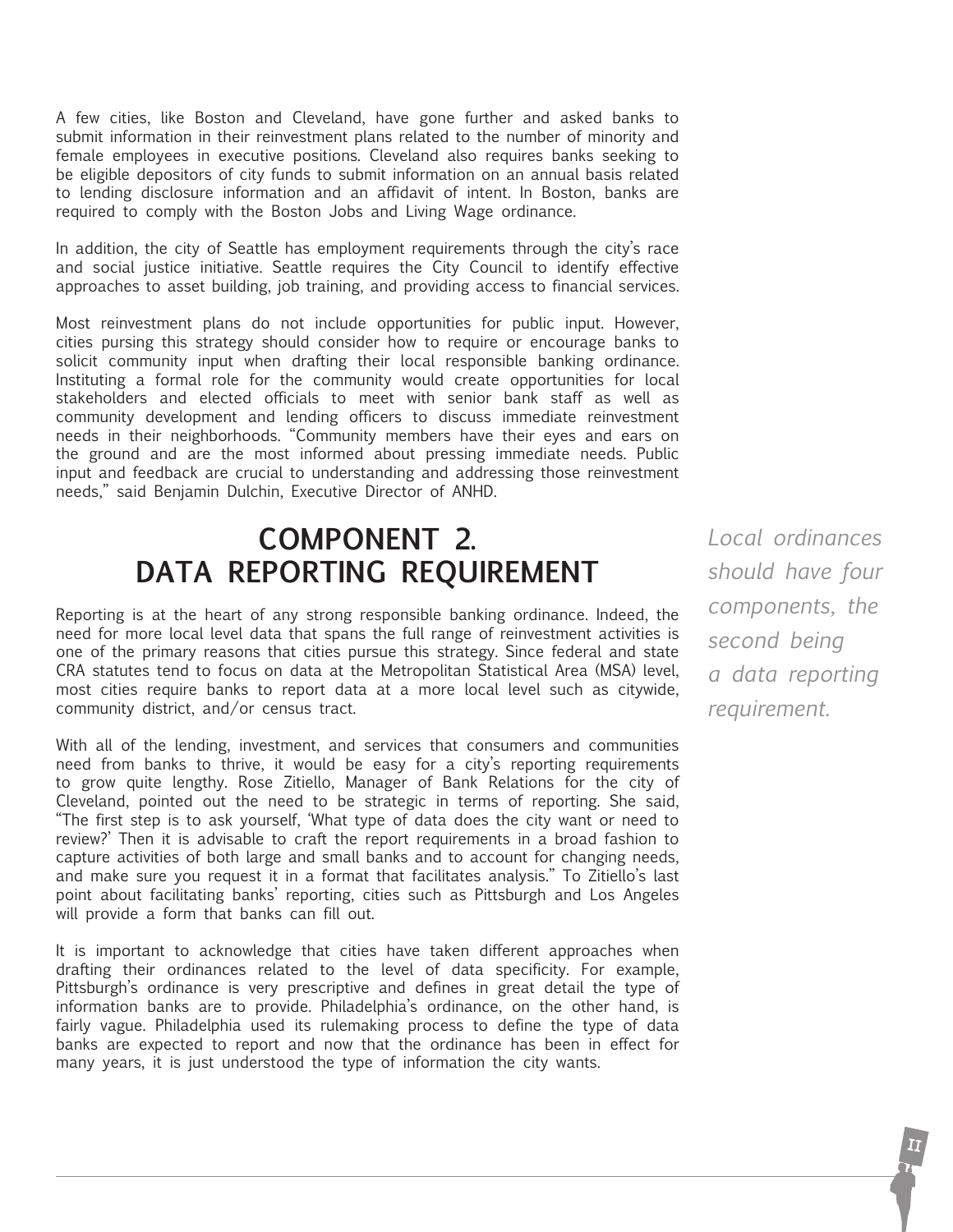A few cities, like Boston and Cleveland, have gone further and asked banks to submit information in their reinvestment plans related to the number of minority and female employees in executive positions. Cleveland also requires banks seeking to be eligible depositors of city funds to submit information on an annual basis related to lending disclosure information and an affidavit of intent. In Boston, banks are required to comply with the Boston Jobs and Living Wage ordinance.

In addition, the city of Seattle has employment requirements through the city's race and social justice initiative. Seattle requires the City Council to identify effective approaches to asset building, job training, and providing access to financial services.

Most reinvestment plans do not include opportunities for public input. However, cities pursing this strategy should consider how to require or encourage banks to solicit community input when drafting their local responsible banking ordinance. Instituting a formal role for the community would create opportunities for local stakeholders and elected officials to meet with senior bank staff as well as community development and lending officers to discuss immediate reinvestment needs in their neighborhoods. "Community members have their eyes and ears on the ground and are the most informed about pressing immediate needs. Public input and feedback are crucial to understanding and addressing those reinvestment needs," said Benjamin Dulchin, Executive Director of ANHD.

## COMPONENT 2. DATA REPORTING REQUIREMENT

*Local ordinances should have four components, the second being a data reporting requirement.*

Reporting is at the heart of any strong responsible banking ordinance. Indeed, the need for more local level data that spans the full range of reinvestment activities is one of the primary reasons that cities pursue this strategy. Since federal and state CRA statutes tend to focus on data at the Metropolitan Statistical Area (MSA) level, most cities require banks to report data at a more local level such as citywide, community district, and/or census tract.

With all of the lending, investment, and services that consumers and communities need from banks to thrive, it would be easy for a city's reporting requirements to grow quite lengthy. Rose Zitiello, Manager of Bank Relations for the city of Cleveland, pointed out the need to be strategic in terms of reporting. She said, "The first step is to ask yourself, 'What type of data does the city want or need to review?' Then it is advisable to craft the report requirements in a broad fashion to capture activities of both large and small banks and to account for changing needs, and make sure you request it in a format that facilitates analysis." To Zitiello's last point about facilitating banks' reporting, cities such as Pittsburgh and Los Angeles will provide a form that banks can fill out.

It is important to acknowledge that cities have taken different approaches when drafting their ordinances related to the level of data specificity. For example, Pittsburgh's ordinance is very prescriptive and defines in great detail the type of information banks are to provide. Philadelphia's ordinance, on the other hand, is fairly vague. Philadelphia used its rulemaking process to define the type of data banks are expected to report and now that the ordinance has been in effect for many years, it is just understood the type of information the city wants.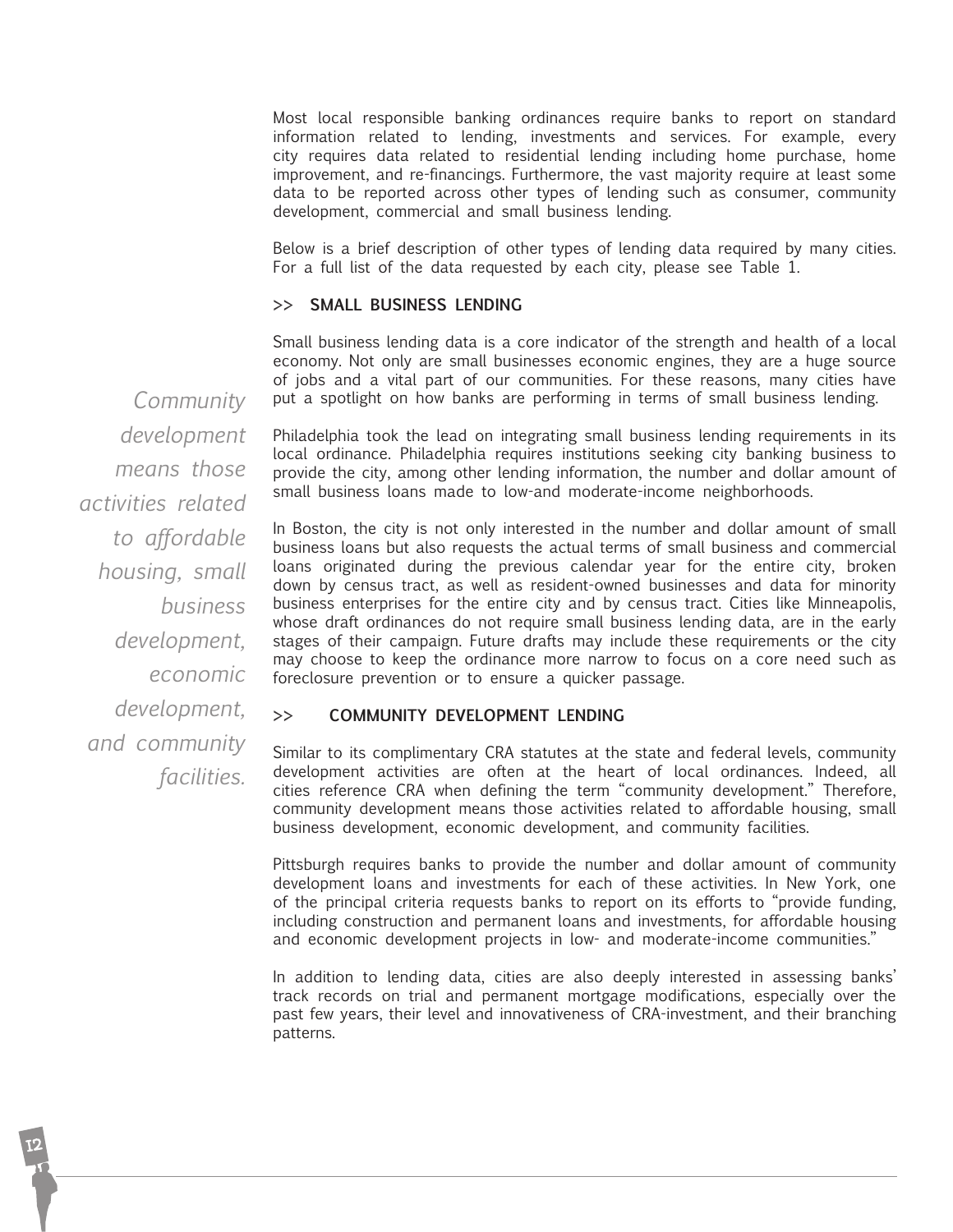Most local responsible banking ordinances require banks to report on standard information related to lending, investments and services. For example, every city requires data related to residential lending including home purchase, home improvement, and re-financings. Furthermore, the vast majority require at least some data to be reported across other types of lending such as consumer, community development, commercial and small business lending.

Below is a brief description of other types of lending data required by many cities. For a full list of the data requested by each city, please see Table 1.

### >> SMALL BUSINESS LENDING

Small business lending data is a core indicator of the strength and health of a local economy. Not only are small businesses economic engines, they are a huge source of jobs and a vital part of our communities. For these reasons, many cities have put a spotlight on how banks are performing in terms of small business lending.

*Community development means those activities related to affordable housing, small business development, economic development, and community facilities.*

Philadelphia took the lead on integrating small business lending requirements in its local ordinance. Philadelphia requires institutions seeking city banking business to provide the city, among other lending information, the number and dollar amount of small business loans made to low-and moderate-income neighborhoods.

In Boston, the city is not only interested in the number and dollar amount of small business loans but also requests the actual terms of small business and commercial loans originated during the previous calendar year for the entire city, broken down by census tract, as well as resident-owned businesses and data for minority business enterprises for the entire city and by census tract. Cities like Minneapolis, whose draft ordinances do not require small business lending data, are in the early stages of their campaign. Future drafts may include these requirements or the city may choose to keep the ordinance more narrow to focus on a core need such as foreclosure prevention or to ensure a quicker passage.

### >> COMMUNITY DEVELOPMENT LENDING

Similar to its complimentary CRA statutes at the state and federal levels, community development activities are often at the heart of local ordinances. Indeed, all cities reference CRA when defining the term "community development." Therefore, community development means those activities related to affordable housing, small business development, economic development, and community facilities.

Pittsburgh requires banks to provide the number and dollar amount of community development loans and investments for each of these activities. In New York, one of the principal criteria requests banks to report on its efforts to "provide funding, including construction and permanent loans and investments, for affordable housing and economic development projects in low- and moderate-income communities."

In addition to lending data, cities are also deeply interested in assessing banks' track records on trial and permanent mortgage modifications, especially over the past few years, their level and innovativeness of CRA-investment, and their branching patterns.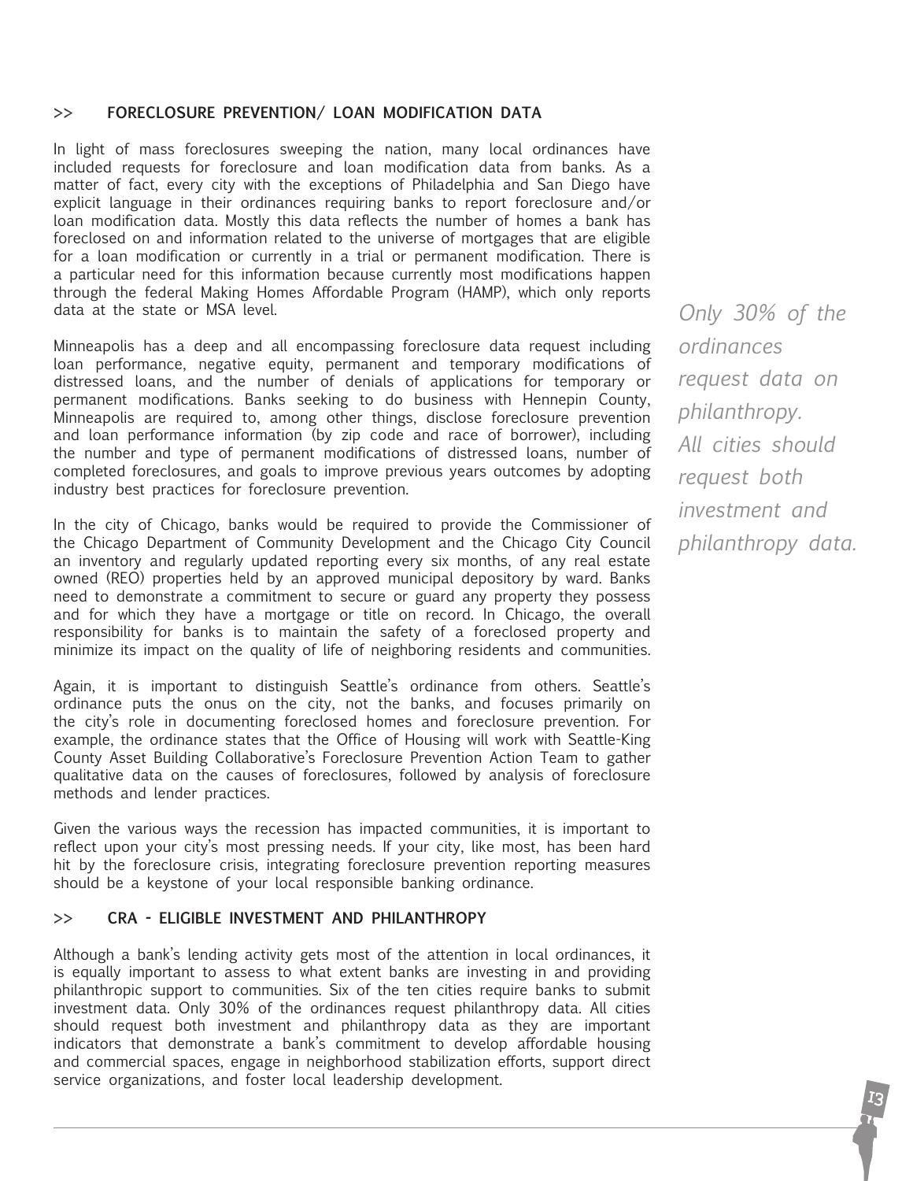## >> FORECLOSURE PREVENTION/ LOAN MODIFICATION DATA

In light of mass foreclosures sweeping the nation, many local ordinances have included requests for foreclosure and loan modification data from banks. As a matter of fact, every city with the exceptions of Philadelphia and San Diego have explicit language in their ordinances requiring banks to report foreclosure and/or loan modification data. Mostly this data reflects the number of homes a bank has foreclosed on and information related to the universe of mortgages that are eligible for a loan modification or currently in a trial or permanent modification. There is a particular need for this information because currently most modifications happen through the federal Making Homes Affordable Program (HAMP), which only reports data at the state or MSA level.

Minneapolis has a deep and all encompassing foreclosure data request including loan performance, negative equity, permanent and temporary modifications of distressed loans, and the number of denials of applications for temporary or permanent modifications. Banks seeking to do business with Hennepin County, Minneapolis are required to, among other things, disclose foreclosure prevention and loan performance information (by zip code and race of borrower), including the number and type of permanent modifications of distressed loans, number of completed foreclosures, and goals to improve previous years outcomes by adopting industry best practices for foreclosure prevention.

In the city of Chicago, banks would be required to provide the Commissioner of the Chicago Department of Community Development and the Chicago City Council an inventory and regularly updated reporting every six months, of any real estate owned (REO) properties held by an approved municipal depository by ward. Banks need to demonstrate a commitment to secure or guard any property they possess and for which they have a mortgage or title on record. In Chicago, the overall responsibility for banks is to maintain the safety of a foreclosed property and minimize its impact on the quality of life of neighboring residents and communities.

Again, it is important to distinguish Seattle's ordinance from others. Seattle's ordinance puts the onus on the city, not the banks, and focuses primarily on the city's role in documenting foreclosed homes and foreclosure prevention. For example, the ordinance states that the Office of Housing will work with Seattle-King County Asset Building Collaborative's Foreclosure Prevention Action Team to gather qualitative data on the causes of foreclosures, followed by analysis of foreclosure methods and lender practices.

Given the various ways the recession has impacted communities, it is important to reflect upon your city's most pressing needs. If your city, like most, has been hard hit by the foreclosure crisis, integrating foreclosure prevention reporting measures should be a keystone of your local responsible banking ordinance.

*Only 30% of the ordinances request data on philanthropy. All cities should request both investment and philanthropy data.*

## >> CRA - ELIGIBLE INVESTMENT AND PHILANTHROPY

Although a bank's lending activity gets most of the attention in local ordinances, it is equally important to assess to what extent banks are investing in and providing philanthropic support to communities. Six of the ten cities require banks to submit investment data. Only 30% of the ordinances request philanthropy data. All cities should request both investment and philanthropy data as they are important indicators that demonstrate a bank's commitment to develop affordable housing and commercial spaces, engage in neighborhood stabilization efforts, support direct service organizations, and foster local leadership development.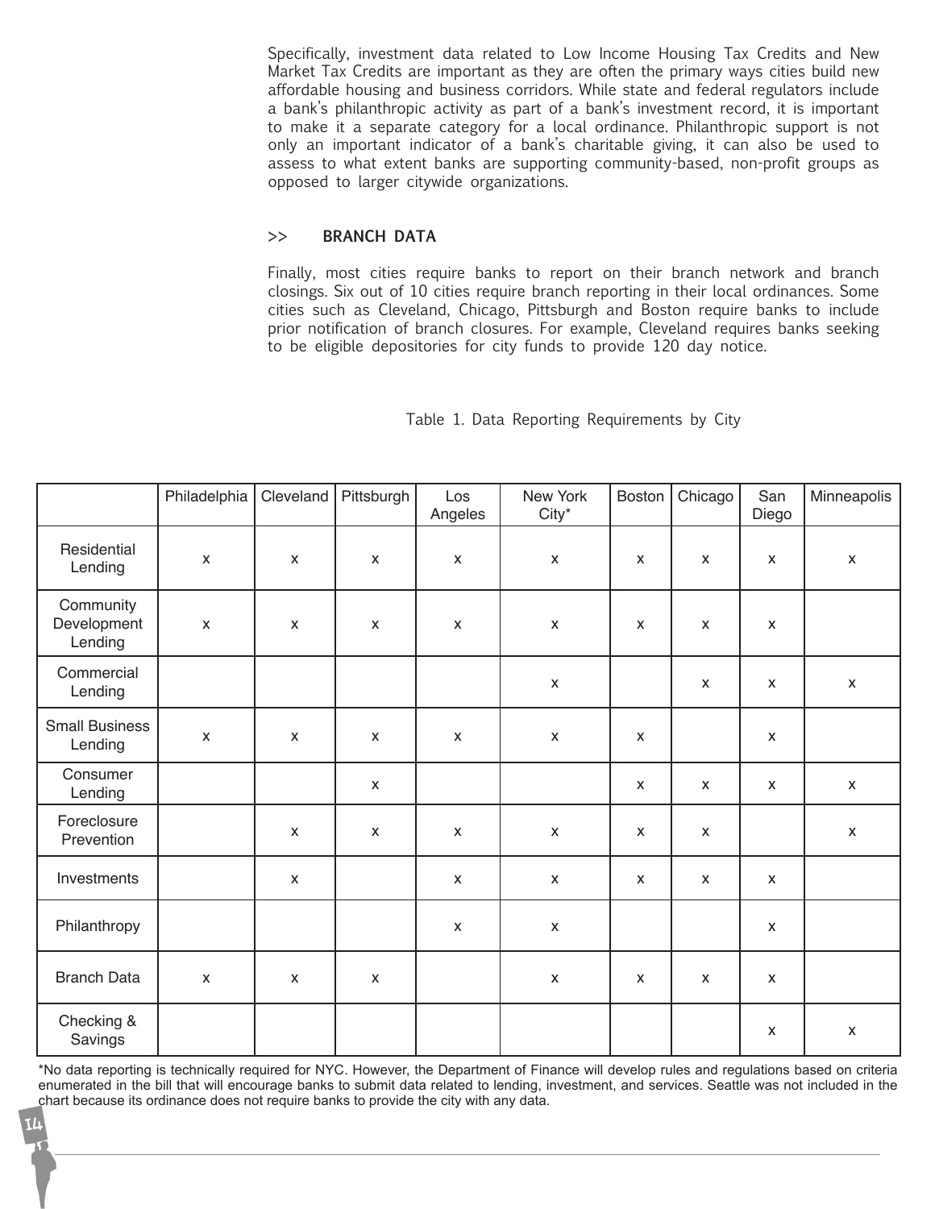Specifically, investment data related to Low Income Housing Tax Credits and New Market Tax Credits are important as they are often the primary ways cities build new affordable housing and business corridors. While state and federal regulators include a bank's philanthropic activity as part of a bank's investment record, it is important to make it a separate category for a local ordinance. Philanthropic support is not only an important indicator of a bank's charitable giving, it can also be used to assess to what extent banks are supporting community-based, non-profit groups as opposed to larger citywide organizations.

### >> BRANCH DATA

Finally, most cities require banks to report on their branch network and branch closings. Six out of 10 cities require branch reporting in their local ordinances. Some cities such as Cleveland, Chicago, Pittsburgh and Boston require banks to include prior notification of branch closures. For example, Cleveland requires banks seeking to be eligible depositories for city funds to provide 120 day notice.

Table 1. Data Reporting Requirements by City

| | Philadelphia | Cleveland | Pittsburgh | Los Angeles | New York City* | Boston | Chicago | San Diego | Minneapolis |
|---|---|---|---|---|---|---|---|---|---|
| Residential Lending | x | x | x | x | x | x | x | x | x |
| Community Development Lending | x | x | x | x | x | x | x | x | |
| Commercial Lending | | | | | x | | x | x | x |
| Small Business Lending | x | x | x | x | x | x | | x | |
| Consumer Lending | | | x | | | x | x | x | x |
| Foreclosure Prevention | | x | x | x | x | x | x | | x |
| Investments | | x | | x | x | x | x | x | |
| Philanthropy | | | | x | x | | | x | |
| Branch Data | x | x | x | | x | x | x | x | |
| Checking & Savings | | | | | | | | x | x |

*No data reporting is technically required for NYC. However, the Department of Finance will develop rules and regulations based on criteria enumerated in the bill that will encourage banks to submit data related to lending, investment, and services. Seattle was not included in the chart because its ordinance does not require banks to provide the city with any data.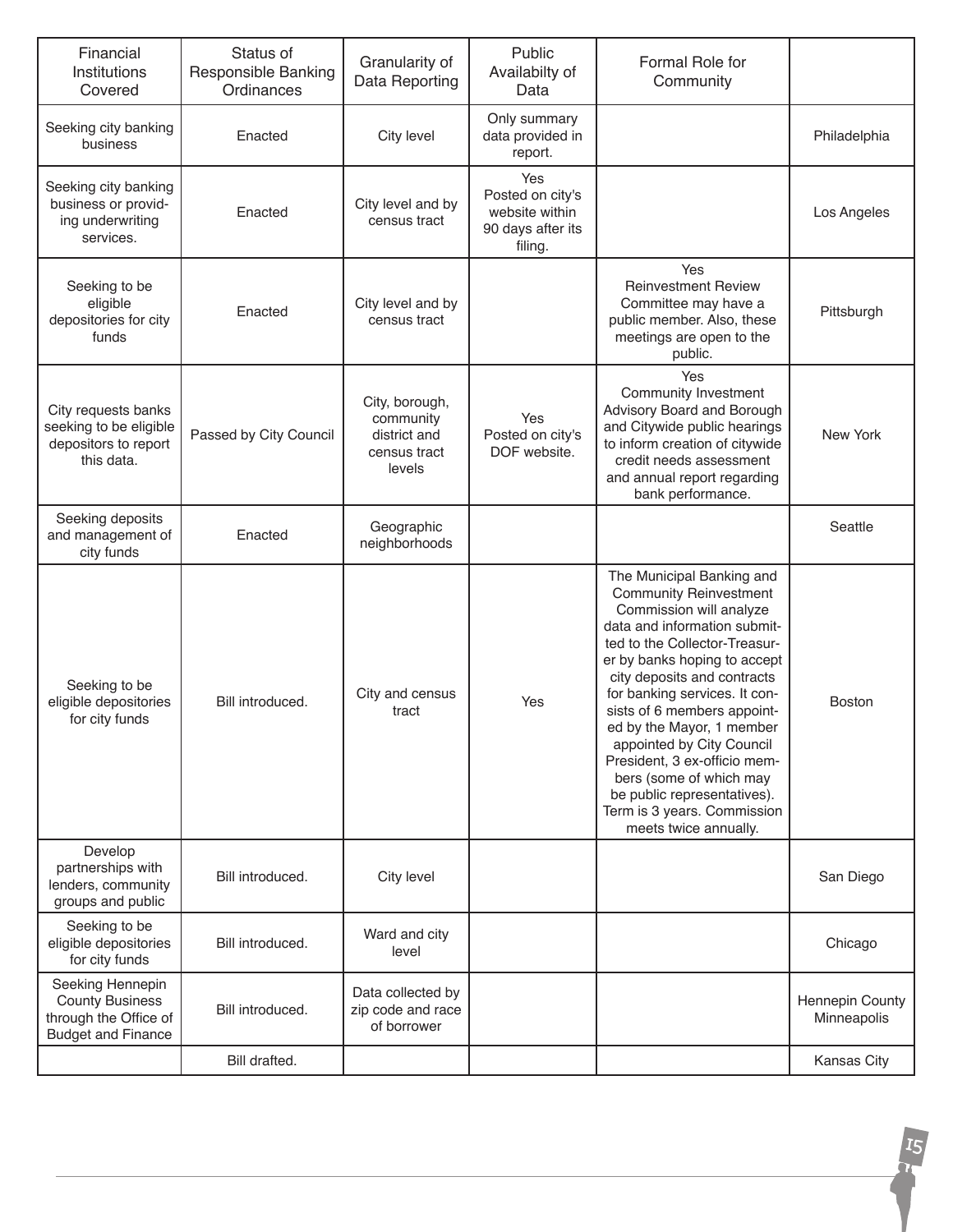| Financial Institutions Covered | Status of Responsible Banking Ordinances | Granularity of Data Reporting | Public Availabilty of Data | Formal Role for Community | |
|---|---|---|---|---|---|
| Seeking city banking business | Enacted | City level | Only summary data provided in report. | | Philadelphia |
| Seeking city banking business or providing underwriting services. | Enacted | City level and by census tract | Yes Posted on city's website within 90 days after its filing. | | Los Angeles |
| Seeking to be eligible depositories for city funds | Enacted | City level and by census tract | | Yes Reinvestment Review Committee may have a public member. Also, these meetings are open to the public. | Pittsburgh |
| City requests banks seeking to be eligible depositors to report this data. | Passed by City Council | City, borough, community district and census tract levels | Yes Posted on city's DOF website. | Yes Community Investment Advisory Board and Borough and Citywide public hearings to inform creation of citywide credit needs assessment and annual report regarding bank performance. | New York |
| Seeking deposits and management of city funds | Enacted | Geographic neighborhoods | | | Seattle |
| Seeking to be eligible depositories for city funds | Bill introduced. | City and census tract | Yes | The Municipal Banking and Community Reinvestment Commission will analyze data and information submitted to the Collector-Treasurer by banks hoping to accept city deposits and contracts for banking services. It consists of 6 members appointed by the Mayor, 1 member appointed by City Council President, 3 ex-officio members (some of which may be public representatives). Term is 3 years. Commission meets twice annually. | Boston |
| Develop partnerships with lenders, community groups and public | Bill introduced. | City level | | | San Diego |
| Seeking to be eligible depositories for city funds | Bill introduced. | Ward and city level | | | Chicago |
| Seeking Hennepin County Business through the Office of Budget and Finance | Bill introduced. | Data collected by zip code and race of borrower | | | Hennepin County Minneapolis |
| | Bill drafted. | | | | Kansas City |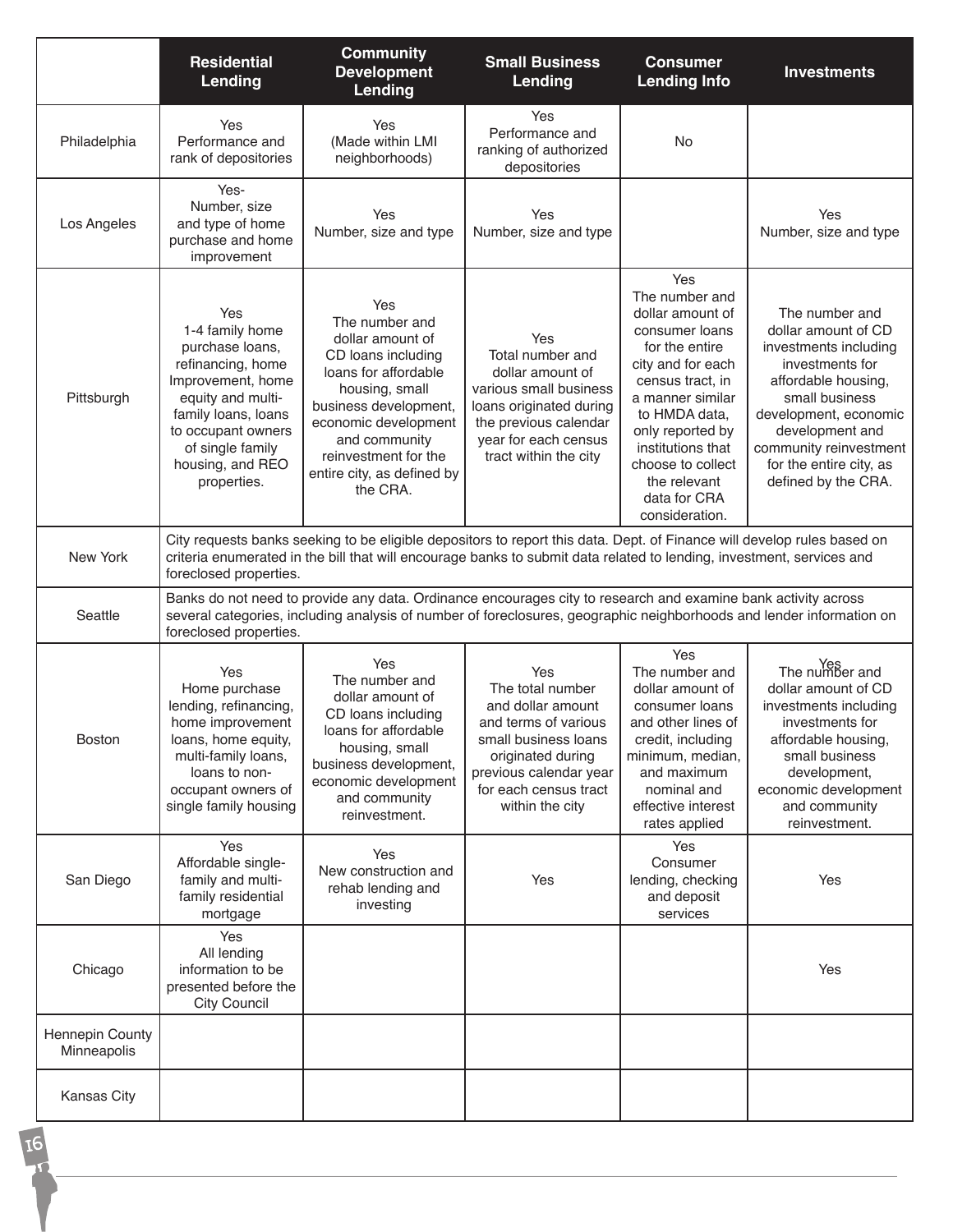| | Residential Lending | Community Development Lending | Small Business Lending | Consumer Lending Info | Investments |
|---|---|---|---|---|---|
| Philadelphia | Yes Performance and rank of depositories | Yes (Made within LMI neighborhoods) | Yes Performance and ranking of authorized depositories | No | |
| Los Angeles | Yes- Number, size and type of home purchase and home improvement | Yes Number, size and type | Yes Number, size and type | | Yes Number, size and type |
| Pittsburgh | Yes 1-4 family home purchase loans, refinancing, home Improvement, home equity and multi-family loans, loans to occupant owners of single family housing, and REO properties. | Yes The number and dollar amount of CD loans including loans for affordable housing, small business development, economic development and community reinvestment for the entire city, as defined by the CRA. | Yes Total number and dollar amount of various small business loans originated during the previous calendar year for each census tract within the city | Yes The number and dollar amount of consumer loans for the entire city and for each census tract, in a manner similar to HMDA data, only reported by institutions that choose to collect the relevant data for CRA consideration. | The number and dollar amount of CD investments including investments for affordable housing, small business development, economic development and community reinvestment for the entire city, as defined by the CRA. |
| New York | City requests banks seeking to be eligible depositors to report this data. Dept. of Finance will develop rules based on criteria enumerated in the bill that will encourage banks to submit data related to lending, investment, services and foreclosed properties. | | | | |
| Seattle | Banks do not need to provide any data. Ordinance encourages city to research and examine bank activity across several categories, including analysis of number of foreclosures, geographic neighborhoods and lender information on foreclosed properties. | | | | |
| Boston | Yes Home purchase lending, refinancing, home improvement loans, home equity, multi-family loans, loans to non-occupant owners of single family housing | Yes The number and dollar amount of CD loans including loans for affordable housing, small business development, economic development and community reinvestment. | Yes The total number and dollar amount and terms of various small business loans originated during previous calendar year for each census tract within the city | Yes The number and dollar amount of consumer loans and other lines of credit, including minimum, median, and maximum nominal and effective interest rates applied | Yes The number and dollar amount of CD investments including investments for affordable housing, small business development, economic development and community reinvestment. |
| San Diego | Yes Affordable single-family and multi-family residential mortgage | Yes New construction and rehab lending and investing | Yes | Yes Consumer lending, checking and deposit services | Yes |
| Chicago | Yes All lending information to be presented before the City Council | | | | Yes |
| Hennepin County Minneapolis | | | | | |
| Kansas City | | | | | |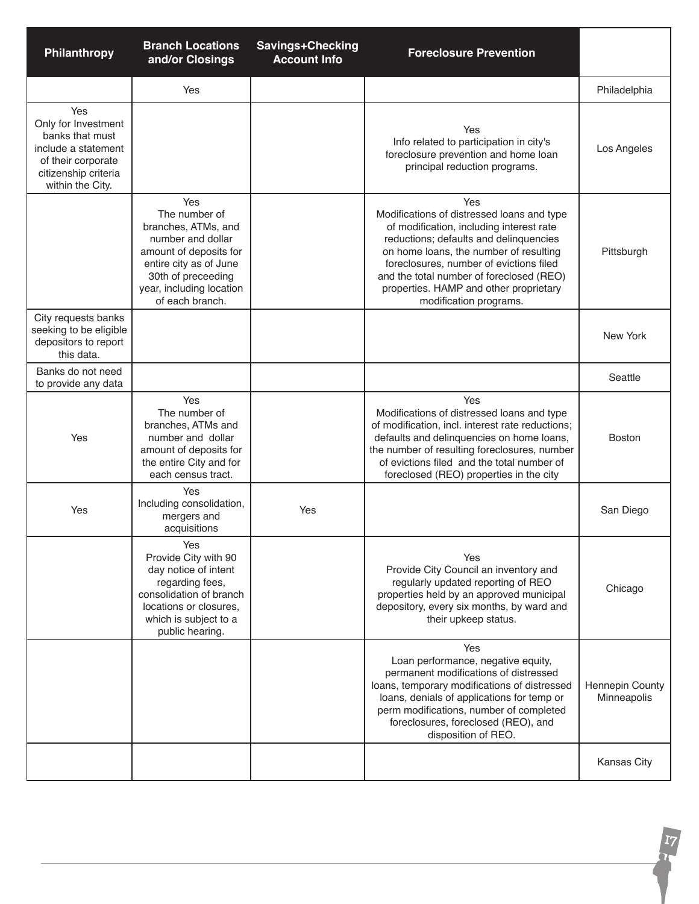| Philanthropy | Branch Locations and/or Closings | Savings+Checking Account Info | Foreclosure Prevention | |
|---|---|---|---|---|
| | Yes | | | Philadelphia |
| Yes Only for Investment banks that must include a statement of their corporate citizenship criteria within the City. | | | Yes Info related to participation in city's foreclosure prevention and home loan principal reduction programs. | Los Angeles |
| | Yes The number of branches, ATMs, and number and dollar amount of deposits for entire city as of June 30th of preceeding year, including location of each branch. | | Yes Modifications of distressed loans and type of modification, including interest rate reductions; defaults and delinquencies on home loans, the number of resulting foreclosures, number of evictions filed and the total number of foreclosed (REO) properties. HAMP and other proprietary modification programs. | Pittsburgh |
| City requests banks seeking to be eligible depositors to report this data. | | | | New York |
| Banks do not need to provide any data | | | | Seattle |
| Yes | Yes The number of branches, ATMs and number and dollar amount of deposits for the entire City and for each census tract. | | Yes Modifications of distressed loans and type of modification, incl. interest rate reductions; defaults and delinquencies on home loans, the number of resulting foreclosures, number of evictions filed and the total number of foreclosed (REO) properties in the city | Boston |
| Yes | Yes Including consolidation, mergers and acquisitions | Yes | | San Diego |
| | Yes Provide City with 90 day notice of intent regarding fees, consolidation of branch locations or closures, which is subject to a public hearing. | | Yes Provide City Council an inventory and regularly updated reporting of REO properties held by an approved municipal depository, every six months, by ward and their upkeep status. | Chicago |
| | | | Yes Loan performance, negative equity, permanent modifications of distressed loans, temporary modifications of distressed loans, denials of applications for temp or perm modifications, number of completed foreclosures, foreclosed (REO), and disposition of REO. | Hennepin County Minneapolis |
| | | | | Kansas City |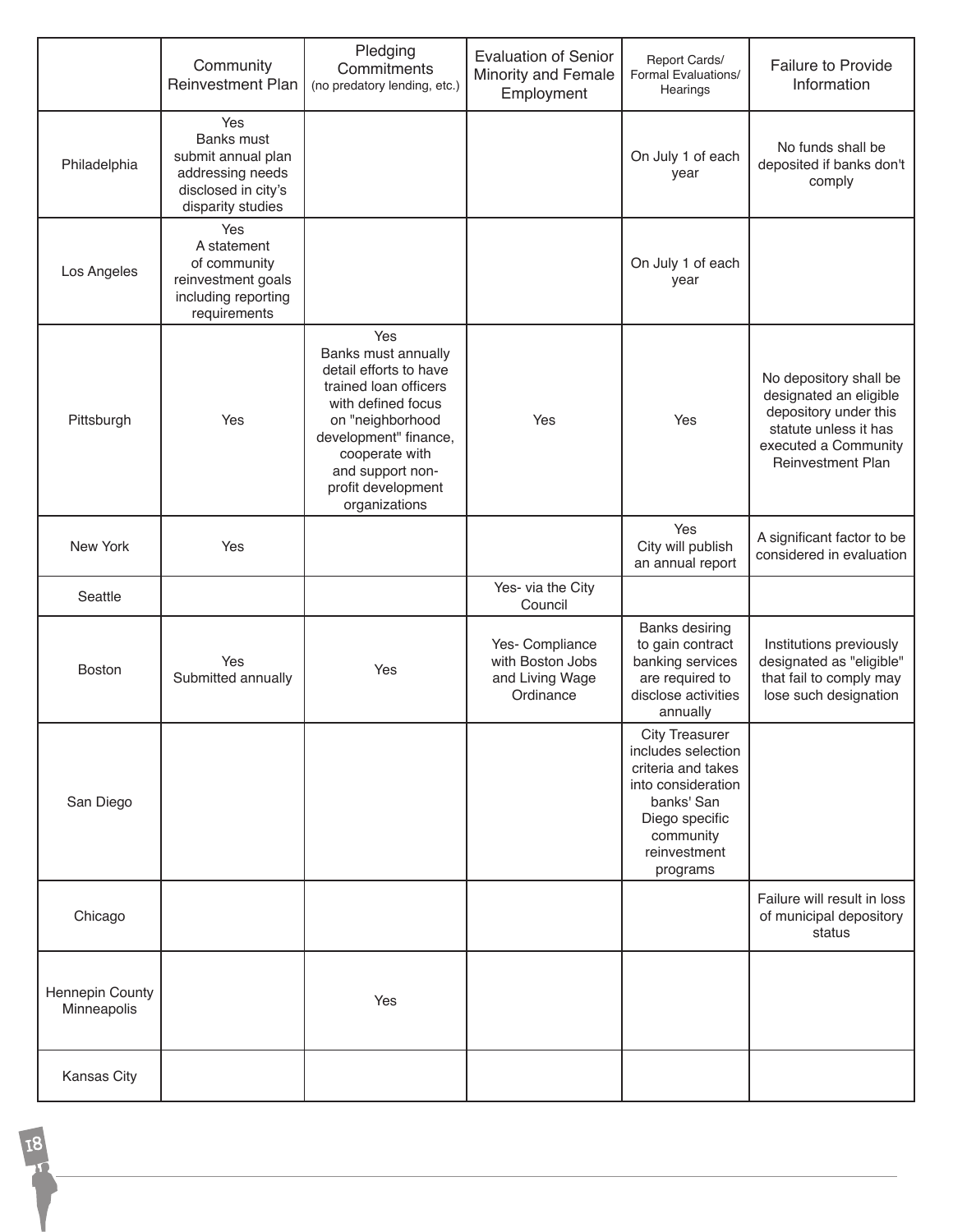| | Community Reinvestment Plan | Pledging Commitments (no predatory lending, etc.) | Evaluation of Senior Minority and Female Employment | Report Cards/ Formal Evaluations/ Hearings | Failure to Provide Information |
|---|---|---|---|---|---|
| Philadelphia | Yes Banks must submit annual plan addressing needs disclosed in city's disparity studies | | | On July 1 of each year | No funds shall be deposited if banks don't comply |
| Los Angeles | Yes A statement of community reinvestment goals including reporting requirements | | | On July 1 of each year | |
| Pittsburgh | Yes | Yes Banks must annually detail efforts to have trained loan officers with defined focus on "neighborhood development" finance, cooperate with and support non-profit development organizations | Yes | Yes | No depository shall be designated an eligible depository under this statute unless it has executed a Community Reinvestment Plan |
| New York | Yes | | | Yes City will publish an annual report | A significant factor to be considered in evaluation |
| Seattle | | | Yes- via the City Council | | |
| Boston | Yes Submitted annually | Yes | Yes- Compliance with Boston Jobs and Living Wage Ordinance | Banks desiring to gain contract banking services are required to disclose activities annually | Institutions previously designated as "eligible" that fail to comply may lose such designation |
| San Diego | | | | City Treasurer includes selection criteria and takes into consideration banks' San Diego specific community reinvestment programs | |
| Chicago | | | | | Failure will result in loss of municipal depository status |
| Hennepin County Minneapolis | | Yes | | | |
| Kansas City | | | | | |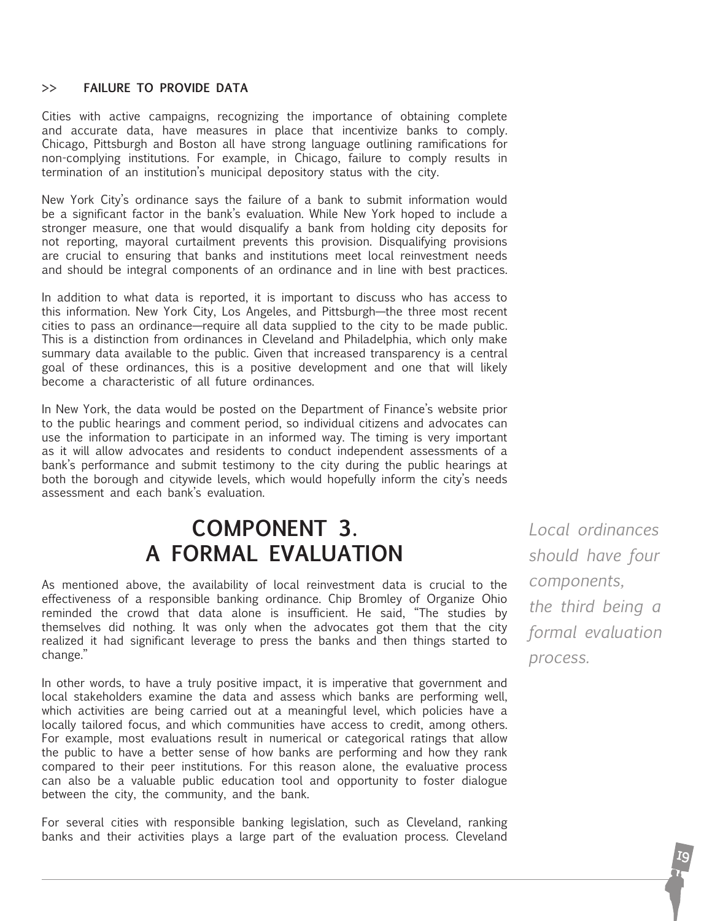### >> FAILURE TO PROVIDE DATA

Cities with active campaigns, recognizing the importance of obtaining complete and accurate data, have measures in place that incentivize banks to comply. Chicago, Pittsburgh and Boston all have strong language outlining ramifications for non-complying institutions. For example, in Chicago, failure to comply results in termination of an institution's municipal depository status with the city.

New York City's ordinance says the failure of a bank to submit information would be a significant factor in the bank's evaluation. While New York hoped to include a stronger measure, one that would disqualify a bank from holding city deposits for not reporting, mayoral curtailment prevents this provision. Disqualifying provisions are crucial to ensuring that banks and institutions meet local reinvestment needs and should be integral components of an ordinance and in line with best practices.

In addition to what data is reported, it is important to discuss who has access to this information. New York City, Los Angeles, and Pittsburgh—the three most recent cities to pass an ordinance—require all data supplied to the city to be made public. This is a distinction from ordinances in Cleveland and Philadelphia, which only make summary data available to the public. Given that increased transparency is a central goal of these ordinances, this is a positive development and one that will likely become a characteristic of all future ordinances.

In New York, the data would be posted on the Department of Finance's website prior to the public hearings and comment period, so individual citizens and advocates can use the information to participate in an informed way. The timing is very important as it will allow advocates and residents to conduct independent assessments of a bank's performance and submit testimony to the city during the public hearings at both the borough and citywide levels, which would hopefully inform the city's needs assessment and each bank's evaluation.

## COMPONENT 3. A FORMAL EVALUATION

*Local ordinances should have four components, the third being a formal evaluation process.*

As mentioned above, the availability of local reinvestment data is crucial to the effectiveness of a responsible banking ordinance. Chip Bromley of Organize Ohio reminded the crowd that data alone is insufficient. He said, "The studies by themselves did nothing. It was only when the advocates got them that the city realized it had significant leverage to press the banks and then things started to change."

In other words, to have a truly positive impact, it is imperative that government and local stakeholders examine the data and assess which banks are performing well, which activities are being carried out at a meaningful level, which policies have a locally tailored focus, and which communities have access to credit, among others. For example, most evaluations result in numerical or categorical ratings that allow the public to have a better sense of how banks are performing and how they rank compared to their peer institutions. For this reason alone, the evaluative process can also be a valuable public education tool and opportunity to foster dialogue between the city, the community, and the bank.

For several cities with responsible banking legislation, such as Cleveland, ranking banks and their activities plays a large part of the evaluation process. Cleveland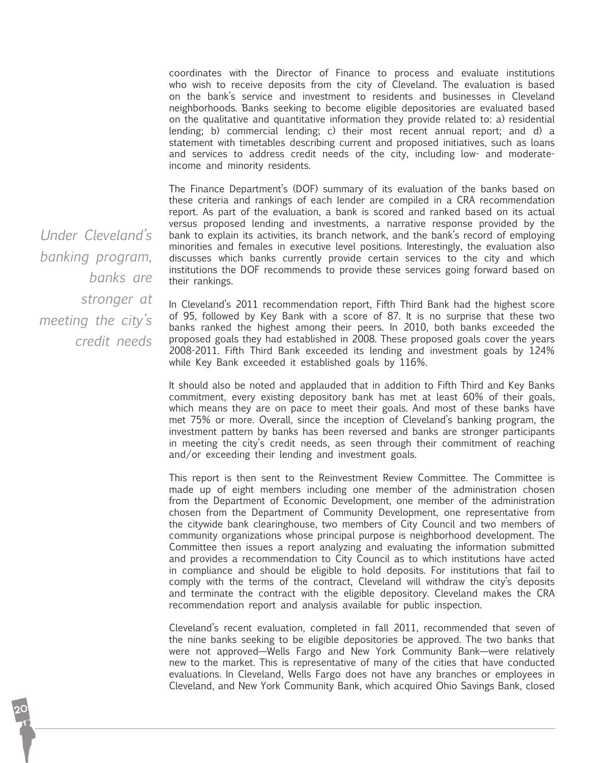coordinates with the Director of Finance to process and evaluate institutions who wish to receive deposits from the city of Cleveland. The evaluation is based on the bank's service and investment to residents and businesses in Cleveland neighborhoods. 'Banks seeking to become eligible depositories are evaluated based on the qualitative and quantitative information they provide related to: a) residential lending; b) commercial lending; c) their most recent annual report; and d) a statement with timetables describing current and proposed initiatives, such as loans and services to address credit needs of the city, including low- and moderate-income and minority residents.

The Finance Department's (DOF) summary of its evaluation of the banks based on these criteria and rankings of each lender are compiled in a CRA recommendation report. As part of the evaluation, a bank is scored and ranked based on its actual versus proposed lending and investments, a narrative response provided by the bank to explain its activities, its branch network, and the bank's record of employing minorities and females in executive level positions. Interestingly, the evaluation also discusses which banks currently provide certain services to the city and which institutions the DOF recommends to provide these services going forward based on their rankings.

*Under Cleveland's banking program, banks are stronger at meeting the city's credit needs*

In Cleveland's 2011 recommendation report, Fifth Third Bank had the highest score of 95, followed by Key Bank with a score of 87. It is no surprise that these two banks ranked the highest among their peers. In 2010, both banks exceeded the proposed goals they had established in 2008. These proposed goals cover the years 2008-2011. Fifth Third Bank exceeded its lending and investment goals by 124% while Key Bank exceeded it established goals by 116%.

It should also be noted and applauded that in addition to Fifth Third and Key Banks commitment, every existing depository bank has met at least 60% of their goals, which means they are on pace to meet their goals. And most of these banks have met 75% or more. Overall, since the inception of Cleveland's banking program, the investment pattern by banks has been reversed and banks are stronger participants in meeting the city's credit needs, as seen through their commitment of reaching and/or exceeding their lending and investment goals.

This report is then sent to the Reinvestment Review Committee. The Committee is made up of eight members including one member of the administration chosen from the Department of Economic Development, one member of the administration chosen from the Department of Community Development, one representative from the citywide bank clearinghouse, two members of City Council and two members of community organizations whose principal purpose is neighborhood development. The Committee then issues a report analyzing and evaluating the information submitted and provides a recommendation to City Council as to which institutions have acted in compliance and should be eligible to hold deposits. For institutions that fail to comply with the terms of the contract, Cleveland will withdraw the city's deposits and terminate the contract with the eligible depository. Cleveland makes the CRA recommendation report and analysis available for public inspection.

Cleveland's recent evaluation, completed in fall 2011, recommended that seven of the nine banks seeking to be eligible depositories be approved. The two banks that were not approved—Wells Fargo and New York Community Bank—were relatively new to the market. This is representative of many of the cities that have conducted evaluations. In Cleveland, Wells Fargo does not have any branches or employees in Cleveland, and New York Community Bank, which acquired Ohio Savings Bank, closed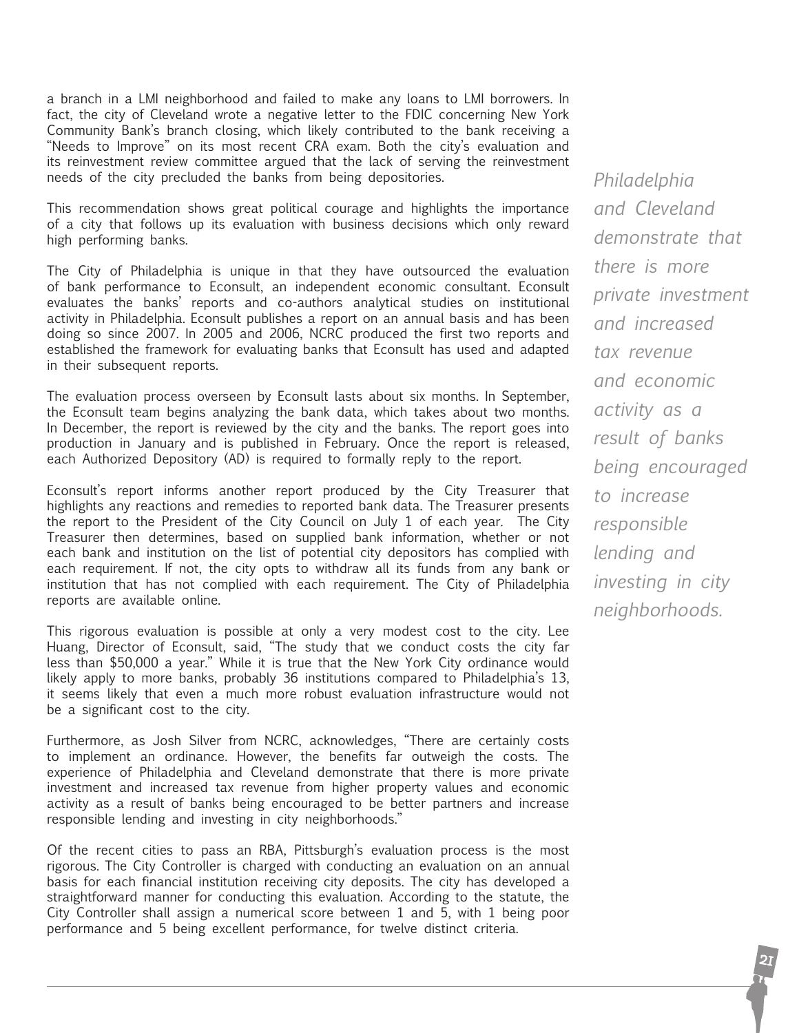a branch in a LMI neighborhood and failed to make any loans to LMI borrowers. In fact, the city of Cleveland wrote a negative letter to the FDIC concerning New York Community Bank's branch closing, which likely contributed to the bank receiving a "Needs to Improve" on its most recent CRA exam. Both the city's evaluation and its reinvestment review committee argued that the lack of serving the reinvestment needs of the city precluded the banks from being depositories.

This recommendation shows great political courage and highlights the importance of a city that follows up its evaluation with business decisions which only reward high performing banks.

The City of Philadelphia is unique in that they have outsourced the evaluation of bank performance to Econsult, an independent economic consultant. Econsult evaluates the banks' reports and co-authors analytical studies on institutional activity in Philadelphia. Econsult publishes a report on an annual basis and has been doing so since 2007. In 2005 and 2006, NCRC produced the first two reports and established the framework for evaluating banks that Econsult has used and adapted in their subsequent reports.

The evaluation process overseen by Econsult lasts about six months. In September, the Econsult team begins analyzing the bank data, which takes about two months. In December, the report is reviewed by the city and the banks. The report goes into production in January and is published in February. Once the report is released, each Authorized Depository (AD) is required to formally reply to the report.

Econsult's report informs another report produced by the City Treasurer that highlights any reactions and remedies to reported bank data. The Treasurer presents the report to the President of the City Council on July 1 of each year. The City Treasurer then determines, based on supplied bank information, whether or not each bank and institution on the list of potential city depositors has complied with each requirement. If not, the city opts to withdraw all its funds from any bank or institution that has not complied with each requirement. The City of Philadelphia reports are available online.

This rigorous evaluation is possible at only a very modest cost to the city. Lee Huang, Director of Econsult, said, "The study that we conduct costs the city far less than $50,000 a year." While it is true that the New York City ordinance would likely apply to more banks, probably 36 institutions compared to Philadelphia's 13, it seems likely that even a much more robust evaluation infrastructure would not be a significant cost to the city.

Furthermore, as Josh Silver from NCRC, acknowledges, "There are certainly costs to implement an ordinance. However, the benefits far outweigh the costs. The experience of Philadelphia and Cleveland demonstrate that there is more private investment and increased tax revenue from higher property values and economic activity as a result of banks being encouraged to be better partners and increase responsible lending and investing in city neighborhoods."

*Philadelphia and Cleveland demonstrate that there is more private investment and increased tax revenue and economic activity as a result of banks being encouraged to increase responsible lending and investing in city neighborhoods.*

Of the recent cities to pass an RBA, Pittsburgh's evaluation process is the most rigorous. The City Controller is charged with conducting an evaluation on an annual basis for each financial institution receiving city deposits. The city has developed a straightforward manner for conducting this evaluation. According to the statute, the City Controller shall assign a numerical score between 1 and 5, with 1 being poor performance and 5 being excellent performance, for twelve distinct criteria.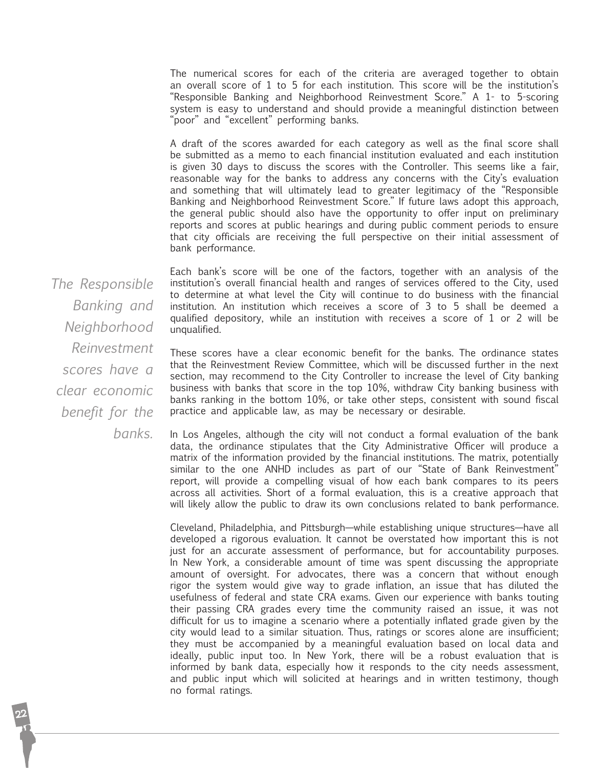The numerical scores for each of the criteria are averaged together to obtain an overall score of 1 to 5 for each institution. This score will be the institution's "Responsible Banking and Neighborhood Reinvestment Score." A 1- to 5-scoring system is easy to understand and should provide a meaningful distinction between "poor" and "excellent" performing banks.

A draft of the scores awarded for each category as well as the final score shall be submitted as a memo to each financial institution evaluated and each institution is given 30 days to discuss the scores with the Controller. This seems like a fair, reasonable way for the banks to address any concerns with the City's evaluation and something that will ultimately lead to greater legitimacy of the "Responsible Banking and Neighborhood Reinvestment Score." If future laws adopt this approach, the general public should also have the opportunity to offer input on preliminary reports and scores at public hearings and during public comment periods to ensure that city officials are receiving the full perspective on their initial assessment of bank performance.

*The Responsible Banking and Neighborhood Reinvestment scores have a clear economic benefit for the banks.*

Each bank's score will be one of the factors, together with an analysis of the institution's overall financial health and ranges of services offered to the City, used to determine at what level the City will continue to do business with the financial institution. An institution which receives a score of 3 to 5 shall be deemed a qualified depository, while an institution with receives a score of 1 or 2 will be unqualified.

These scores have a clear economic benefit for the banks. The ordinance states that the Reinvestment Review Committee, which will be discussed further in the next section, may recommend to the City Controller to increase the level of City banking business with banks that score in the top 10%, withdraw City banking business with banks ranking in the bottom 10%, or take other steps, consistent with sound fiscal practice and applicable law, as may be necessary or desirable.

In Los Angeles, although the city will not conduct a formal evaluation of the bank data, the ordinance stipulates that the City Administrative Officer will produce a matrix of the information provided by the financial institutions. The matrix, potentially similar to the one ANHD includes as part of our "State of Bank Reinvestment" report, will provide a compelling visual of how each bank compares to its peers across all activities. Short of a formal evaluation, this is a creative approach that will likely allow the public to draw its own conclusions related to bank performance.

Cleveland, Philadelphia, and Pittsburgh—while establishing unique structures—have all developed a rigorous evaluation. It cannot be overstated how important this is not just for an accurate assessment of performance, but for accountability purposes. In New York, a considerable amount of time was spent discussing the appropriate amount of oversight. For advocates, there was a concern that without enough rigor the system would give way to grade inflation, an issue that has diluted the usefulness of federal and state CRA exams. Given our experience with banks touting their passing CRA grades every time the community raised an issue, it was not difficult for us to imagine a scenario where a potentially inflated grade given by the city would lead to a similar situation. Thus, ratings or scores alone are insufficient; they must be accompanied by a meaningful evaluation based on local data and ideally, public input too. In New York, there will be a robust evaluation that is informed by bank data, especially how it responds to the city needs assessment, and public input which will solicited at hearings and in written testimony, though no formal ratings.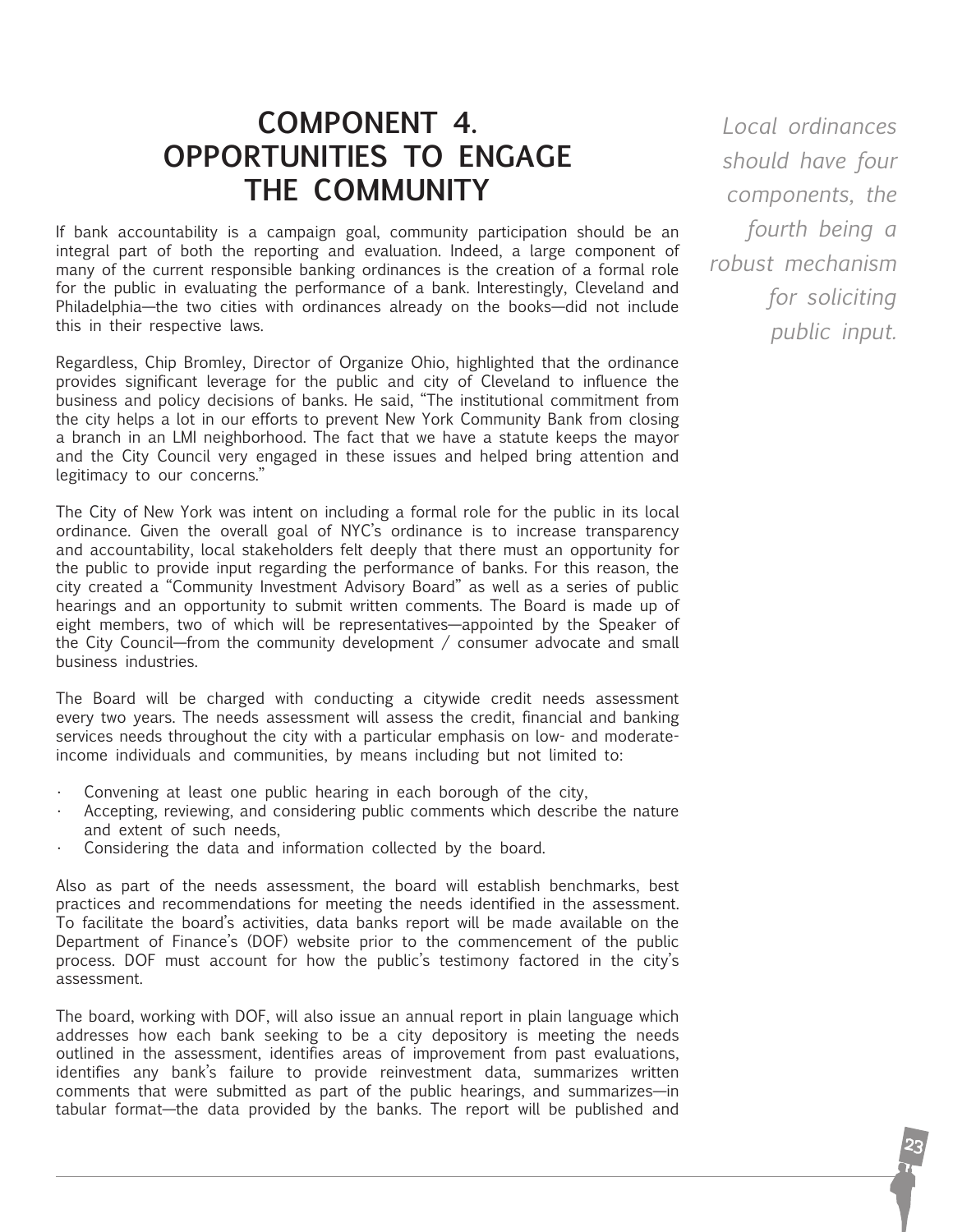## COMPONENT 4. OPPORTUNITIES TO ENGAGE THE COMMUNITY

*Local ordinances should have four components, the fourth being a robust mechanism for soliciting public input.*

If bank accountability is a campaign goal, community participation should be an integral part of both the reporting and evaluation. Indeed, a large component of many of the current responsible banking ordinances is the creation of a formal role for the public in evaluating the performance of a bank. Interestingly, Cleveland and Philadelphia—the two cities with ordinances already on the books—did not include this in their respective laws.

Regardless, Chip Bromley, Director of Organize Ohio, highlighted that the ordinance provides significant leverage for the public and city of Cleveland to influence the business and policy decisions of banks. He said, "The institutional commitment from the city helps a lot in our efforts to prevent New York Community Bank from closing a branch in an LMI neighborhood. The fact that we have a statute keeps the mayor and the City Council very engaged in these issues and helped bring attention and legitimacy to our concerns."

The City of New York was intent on including a formal role for the public in its local ordinance. Given the overall goal of NYC's ordinance is to increase transparency and accountability, local stakeholders felt deeply that there must an opportunity for the public to provide input regarding the performance of banks. For this reason, the city created a "Community Investment Advisory Board" as well as a series of public hearings and an opportunity to submit written comments. The Board is made up of eight members, two of which will be representatives—appointed by the Speaker of the City Council—from the community development / consumer advocate and small business industries.

The Board will be charged with conducting a citywide credit needs assessment every two years. The needs assessment will assess the credit, financial and banking services needs throughout the city with a particular emphasis on low- and moderate-income individuals and communities, by means including but not limited to:

- Convening at least one public hearing in each borough of the city,
- Accepting, reviewing, and considering public comments which describe the nature and extent of such needs,
- Considering the data and information collected by the board.

Also as part of the needs assessment, the board will establish benchmarks, best practices and recommendations for meeting the needs identified in the assessment. To facilitate the board's activities, data banks report will be made available on the Department of Finance's (DOF) website prior to the commencement of the public process. DOF must account for how the public's testimony factored in the city's assessment.

The board, working with DOF, will also issue an annual report in plain language which addresses how each bank seeking to be a city depository is meeting the needs outlined in the assessment, identifies areas of improvement from past evaluations, identifies any bank's failure to provide reinvestment data, summarizes written comments that were submitted as part of the public hearings, and summarizes—in tabular format—the data provided by the banks. The report will be published and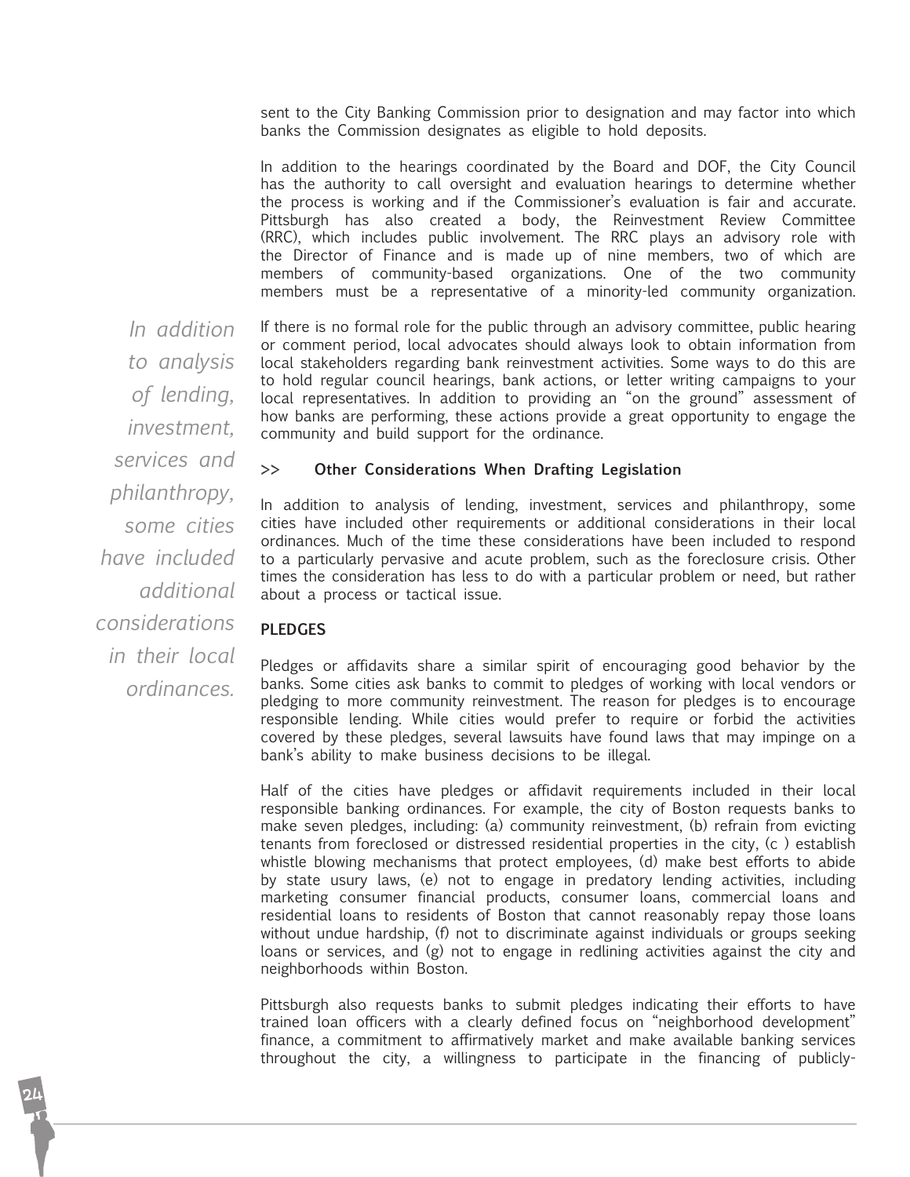sent to the City Banking Commission prior to designation and may factor into which banks the Commission designates as eligible to hold deposits.

In addition to the hearings coordinated by the Board and DOF, the City Council has the authority to call oversight and evaluation hearings to determine whether the process is working and if the Commissioner's evaluation is fair and accurate. Pittsburgh has also created a body, the Reinvestment Review Committee (RRC), which includes public involvement. The RRC plays an advisory role with the Director of Finance and is made up of nine members, two of which are members of community-based organizations. One of the two community members must be a representative of a minority-led community organization.

*In addition to analysis of lending, investment, services and philanthropy, some cities have included additional considerations in their local ordinances.*

If there is no formal role for the public through an advisory committee, public hearing or comment period, local advocates should always look to obtain information from local stakeholders regarding bank reinvestment activities. Some ways to do this are to hold regular council hearings, bank actions, or letter writing campaigns to your local representatives. In addition to providing an "on the ground" assessment of how banks are performing, these actions provide a great opportunity to engage the community and build support for the ordinance.

## >> Other Considerations When Drafting Legislation

In addition to analysis of lending, investment, services and philanthropy, some cities have included other requirements or additional considerations in their local ordinances. Much of the time these considerations have been included to respond to a particularly pervasive and acute problem, such as the foreclosure crisis. Other times the consideration has less to do with a particular problem or need, but rather about a process or tactical issue.

### PLEDGES

Pledges or affidavits share a similar spirit of encouraging good behavior by the banks. Some cities ask banks to commit to pledges of working with local vendors or pledging to more community reinvestment. The reason for pledges is to encourage responsible lending. While cities would prefer to require or forbid the activities covered by these pledges, several lawsuits have found laws that may impinge on a bank's ability to make business decisions to be illegal.

Half of the cities have pledges or affidavit requirements included in their local responsible banking ordinances. For example, the city of Boston requests banks to make seven pledges, including: (a) community reinvestment, (b) refrain from evicting tenants from foreclosed or distressed residential properties in the city, (c ) establish whistle blowing mechanisms that protect employees, (d) make best efforts to abide by state usury laws, (e) not to engage in predatory lending activities, including marketing consumer financial products, consumer loans, commercial loans and residential loans to residents of Boston that cannot reasonably repay those loans without undue hardship, (f) not to discriminate against individuals or groups seeking loans or services, and (g) not to engage in redlining activities against the city and neighborhoods within Boston.

Pittsburgh also requests banks to submit pledges indicating their efforts to have trained loan officers with a clearly defined focus on "neighborhood development" finance, a commitment to affirmatively market and make available banking services throughout the city, a willingness to participate in the financing of publicly-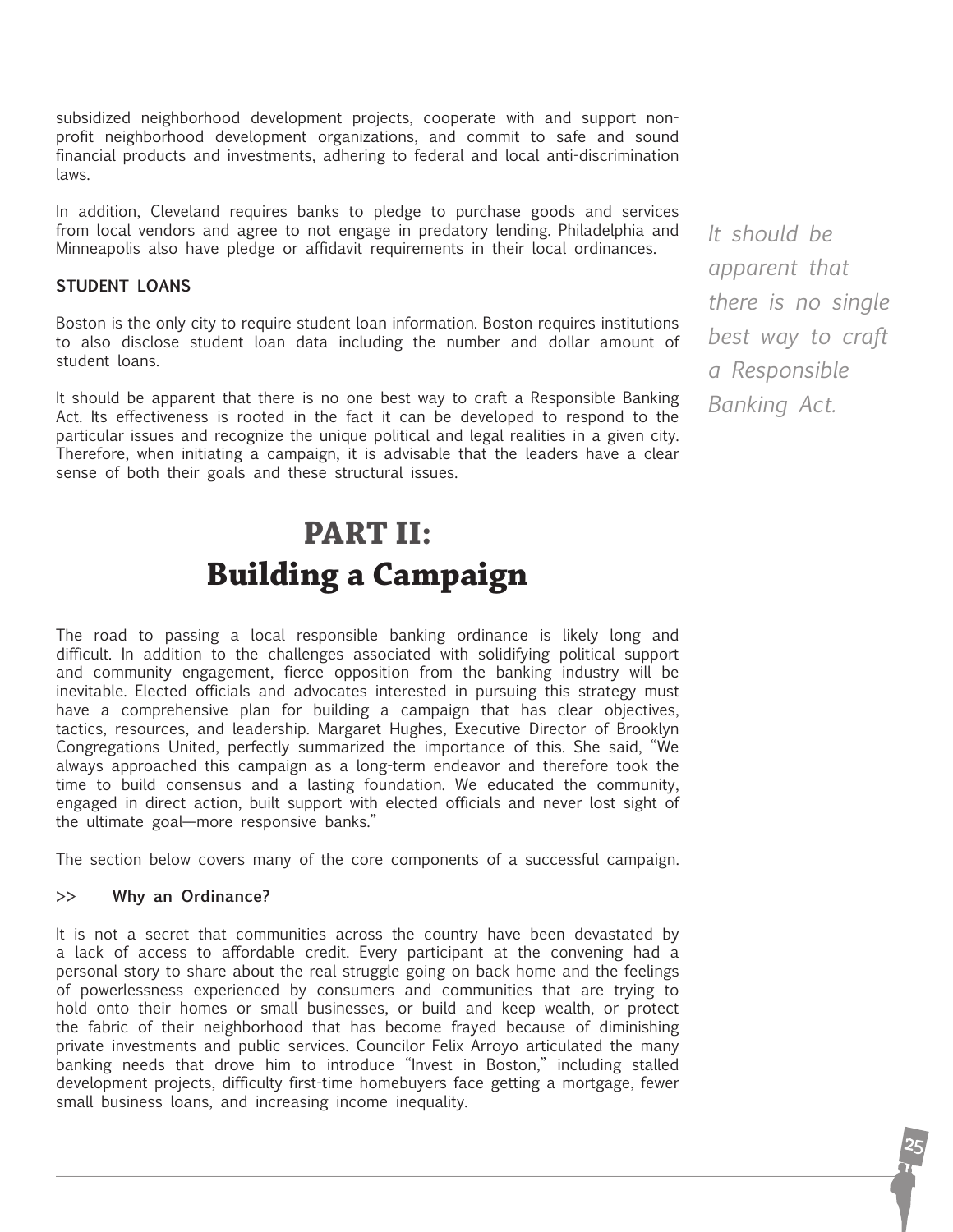subsidized neighborhood development projects, cooperate with and support non-profit neighborhood development organizations, and commit to safe and sound financial products and investments, adhering to federal and local anti-discrimination laws.

In addition, Cleveland requires banks to pledge to purchase goods and services from local vendors and agree to not engage in predatory lending. Philadelphia and Minneapolis also have pledge or affidavit requirements in their local ordinances.

### STUDENT LOANS

Boston is the only city to require student loan information. Boston requires institutions to also disclose student loan data including the number and dollar amount of student loans.

It should be apparent that there is no one best way to craft a Responsible Banking Act. Its effectiveness is rooted in the fact it can be developed to respond to the particular issues and recognize the unique political and legal realities in a given city. Therefore, when initiating a campaign, it is advisable that the leaders have a clear sense of both their goals and these structural issues.

*It should be apparent that there is no single best way to craft a Responsible Banking Act.*

# PART II: Building a Campaign

The road to passing a local responsible banking ordinance is likely long and difficult. In addition to the challenges associated with solidifying political support and community engagement, fierce opposition from the banking industry will be inevitable. Elected officials and advocates interested in pursuing this strategy must have a comprehensive plan for building a campaign that has clear objectives, tactics, resources, and leadership. Margaret Hughes, Executive Director of Brooklyn Congregations United, perfectly summarized the importance of this. She said, "We always approached this campaign as a long-term endeavor and therefore took the time to build consensus and a lasting foundation. We educated the community, engaged in direct action, built support with elected officials and never lost sight of the ultimate goal—more responsive banks."

The section below covers many of the core components of a successful campaign.

### >> Why an Ordinance?

It is not a secret that communities across the country have been devastated by a lack of access to affordable credit. Every participant at the convening had a personal story to share about the real struggle going on back home and the feelings of powerlessness experienced by consumers and communities that are trying to hold onto their homes or small businesses, or build and keep wealth, or protect the fabric of their neighborhood that has become frayed because of diminishing private investments and public services. Councilor Felix Arroyo articulated the many banking needs that drove him to introduce "Invest in Boston," including stalled development projects, difficulty first-time homebuyers face getting a mortgage, fewer small business loans, and increasing income inequality.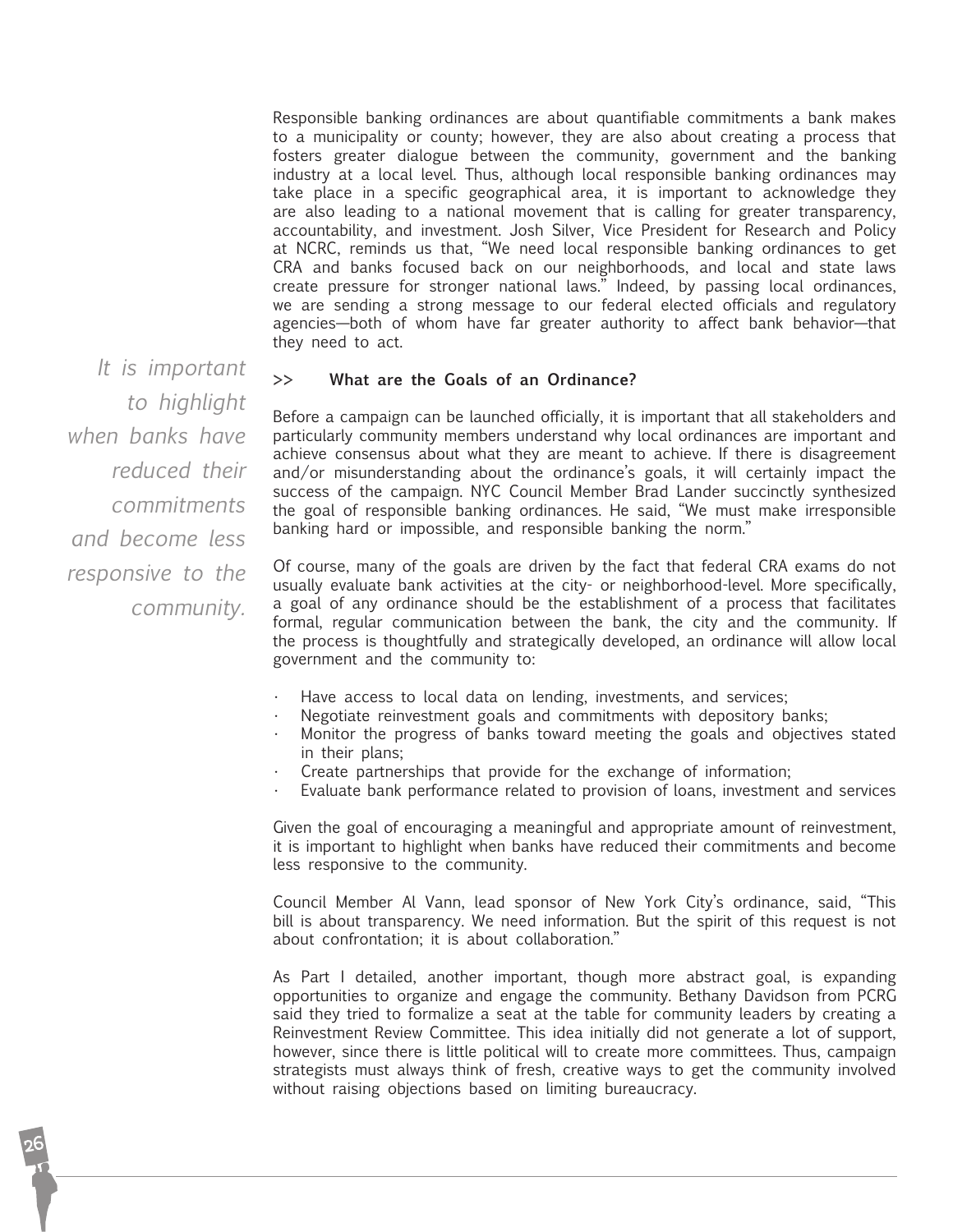Responsible banking ordinances are about quantifiable commitments a bank makes to a municipality or county; however, they are also about creating a process that fosters greater dialogue between the community, government and the banking industry at a local level. Thus, although local responsible banking ordinances may take place in a specific geographical area, it is important to acknowledge they are also leading to a national movement that is calling for greater transparency, accountability, and investment. Josh Silver, Vice President for Research and Policy at NCRC, reminds us that, "We need local responsible banking ordinances to get CRA and banks focused back on our neighborhoods, and local and state laws create pressure for stronger national laws." Indeed, by passing local ordinances, we are sending a strong message to our federal elected officials and regulatory agencies—both of whom have far greater authority to affect bank behavior—that they need to act.

*It is important to highlight when banks have reduced their commitments and become less responsive to the community.*

## >> What are the Goals of an Ordinance?

Before a campaign can be launched officially, it is important that all stakeholders and particularly community members understand why local ordinances are important and achieve consensus about what they are meant to achieve. If there is disagreement and/or misunderstanding about the ordinance's goals, it will certainly impact the success of the campaign. NYC Council Member Brad Lander succinctly synthesized the goal of responsible banking ordinances. He said, "We must make irresponsible banking hard or impossible, and responsible banking the norm."

Of course, many of the goals are driven by the fact that federal CRA exams do not usually evaluate bank activities at the city- or neighborhood-level. More specifically, a goal of any ordinance should be the establishment of a process that facilitates formal, regular communication between the bank, the city and the community. If the process is thoughtfully and strategically developed, an ordinance will allow local government and the community to:

- Have access to local data on lending, investments, and services;
- Negotiate reinvestment goals and commitments with depository banks;
- Monitor the progress of banks toward meeting the goals and objectives stated in their plans;
- Create partnerships that provide for the exchange of information;
- Evaluate bank performance related to provision of loans, investment and services

Given the goal of encouraging a meaningful and appropriate amount of reinvestment, it is important to highlight when banks have reduced their commitments and become less responsive to the community.

Council Member Al Vann, lead sponsor of New York City's ordinance, said, "This bill is about transparency. We need information. But the spirit of this request is not about confrontation; it is about collaboration."

As Part I detailed, another important, though more abstract goal, is expanding opportunities to organize and engage the community. Bethany Davidson from PCRG said they tried to formalize a seat at the table for community leaders by creating a Reinvestment Review Committee. This idea initially did not generate a lot of support, however, since there is little political will to create more committees. Thus, campaign strategists must always think of fresh, creative ways to get the community involved without raising objections based on limiting bureaucracy.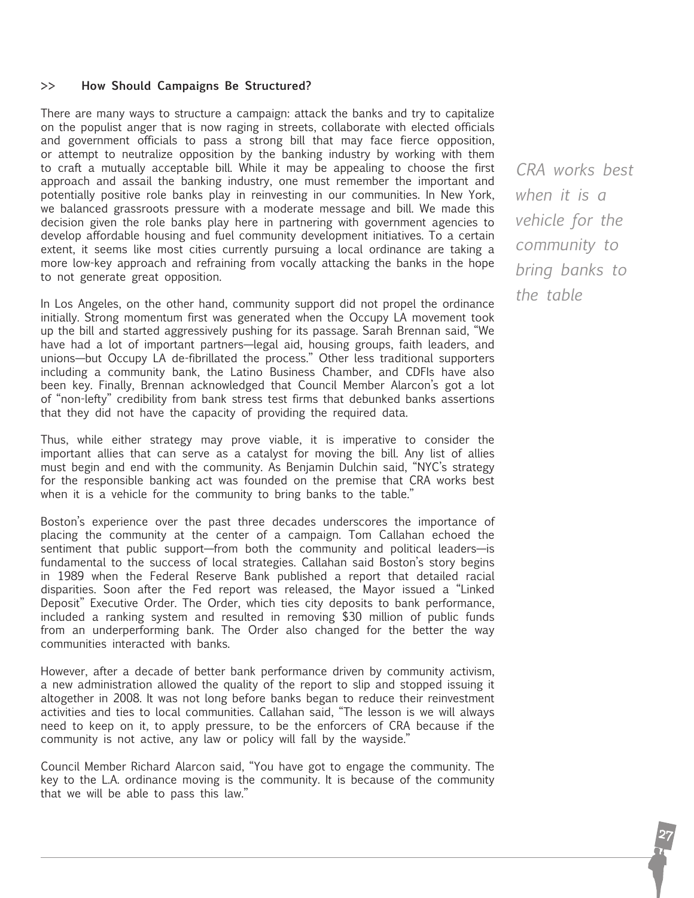## >> How Should Campaigns Be Structured?

There are many ways to structure a campaign: attack the banks and try to capitalize on the populist anger that is now raging in streets, collaborate with elected officials and government officials to pass a strong bill that may face fierce opposition, or attempt to neutralize opposition by the banking industry by working with them to craft a mutually acceptable bill. While it may be appealing to choose the first approach and assail the banking industry, one must remember the important and potentially positive role banks play in reinvesting in our communities. In New York, we balanced grassroots pressure with a moderate message and bill. We made this decision given the role banks play here in partnering with government agencies to develop affordable housing and fuel community development initiatives. To a certain extent, it seems like most cities currently pursuing a local ordinance are taking a more low-key approach and refraining from vocally attacking the banks in the hope to not generate great opposition.

*CRA works best when it is a vehicle for the community to bring banks to the table*

In Los Angeles, on the other hand, community support did not propel the ordinance initially. Strong momentum first was generated when the Occupy LA movement took up the bill and started aggressively pushing for its passage. Sarah Brennan said, "We have had a lot of important partners—legal aid, housing groups, faith leaders, and unions—but Occupy LA de-fibrillated the process." Other less traditional supporters including a community bank, the Latino Business Chamber, and CDFIs have also been key. Finally, Brennan acknowledged that Council Member Alarcon's got a lot of "non-lefty" credibility from bank stress test firms that debunked banks assertions that they did not have the capacity of providing the required data.

Thus, while either strategy may prove viable, it is imperative to consider the important allies that can serve as a catalyst for moving the bill. Any list of allies must begin and end with the community. As Benjamin Dulchin said, "NYC's strategy for the responsible banking act was founded on the premise that CRA works best when it is a vehicle for the community to bring banks to the table."

Boston's experience over the past three decades underscores the importance of placing the community at the center of a campaign. Tom Callahan echoed the sentiment that public support—from both the community and political leaders—is fundamental to the success of local strategies. Callahan said Boston's story begins in 1989 when the Federal Reserve Bank published a report that detailed racial disparities. Soon after the Fed report was released, the Mayor issued a "Linked Deposit" Executive Order. The Order, which ties city deposits to bank performance, included a ranking system and resulted in removing $30 million of public funds from an underperforming bank. The Order also changed for the better the way communities interacted with banks.

However, after a decade of better bank performance driven by community activism, a new administration allowed the quality of the report to slip and stopped issuing it altogether in 2008. It was not long before banks began to reduce their reinvestment activities and ties to local communities. Callahan said, "The lesson is we will always need to keep on it, to apply pressure, to be the enforcers of CRA because if the community is not active, any law or policy will fall by the wayside."

Council Member Richard Alarcon said, "You have got to engage the community. The key to the L.A. ordinance moving is the community. It is because of the community that we will be able to pass this law."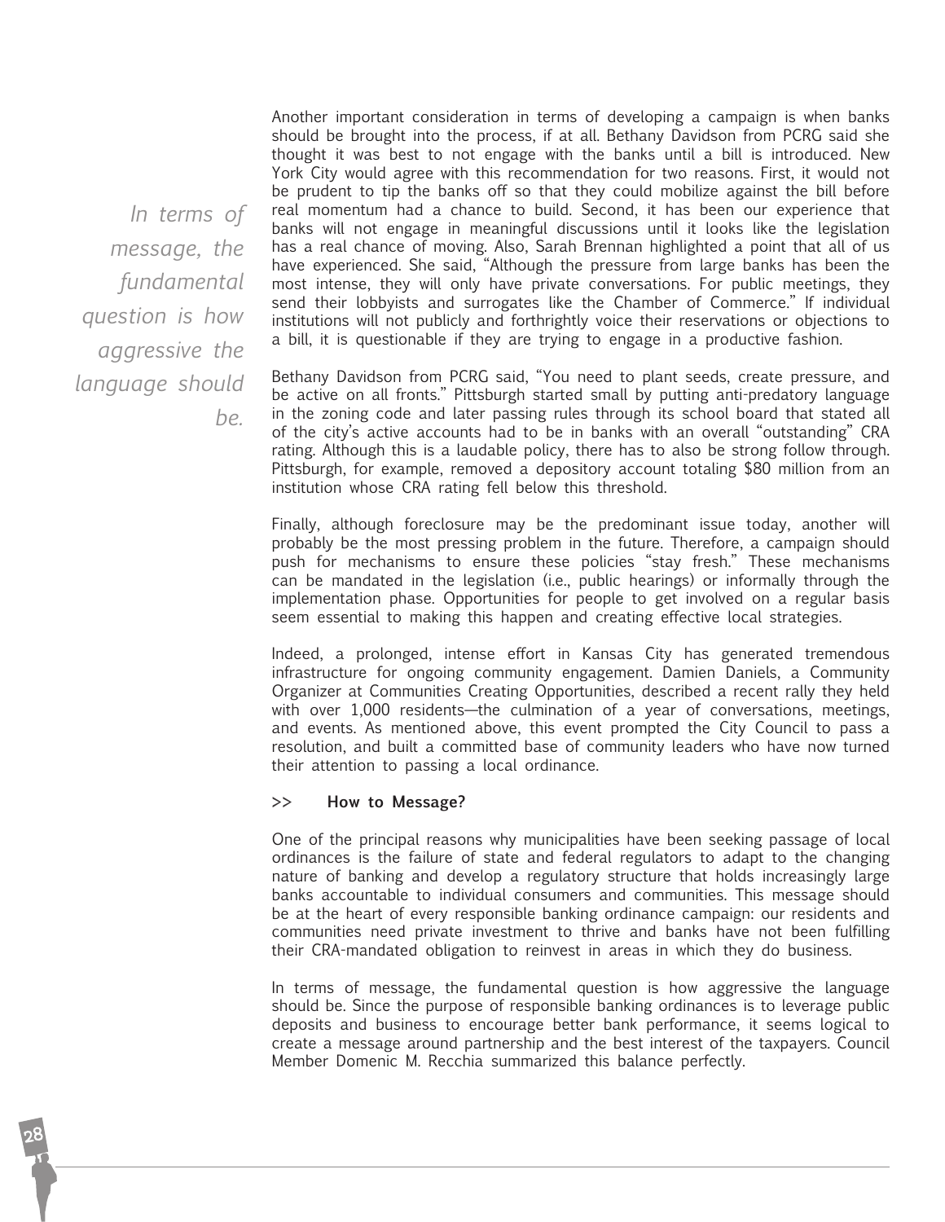Another important consideration in terms of developing a campaign is when banks should be brought into the process, if at all. Bethany Davidson from PCRG said she thought it was best to not engage with the banks until a bill is introduced. New York City would agree with this recommendation for two reasons. First, it would not be prudent to tip the banks off so that they could mobilize against the bill before real momentum had a chance to build. Second, it has been our experience that banks will not engage in meaningful discussions until it looks like the legislation has a real chance of moving. Also, Sarah Brennan highlighted a point that all of us have experienced. She said, "Although the pressure from large banks has been the most intense, they will only have private conversations. For public meetings, they send their lobbyists and surrogates like the Chamber of Commerce." If individual institutions will not publicly and forthrightly voice their reservations or objections to a bill, it is questionable if they are trying to engage in a productive fashion.

*In terms of message, the fundamental question is how aggressive the language should be.*

Bethany Davidson from PCRG said, "You need to plant seeds, create pressure, and be active on all fronts." Pittsburgh started small by putting anti-predatory language in the zoning code and later passing rules through its school board that stated all of the city's active accounts had to be in banks with an overall "outstanding" CRA rating. Although this is a laudable policy, there has to also be strong follow through. Pittsburgh, for example, removed a depository account totaling $80 million from an institution whose CRA rating fell below this threshold.

Finally, although foreclosure may be the predominant issue today, another will probably be the most pressing problem in the future. Therefore, a campaign should push for mechanisms to ensure these policies "stay fresh." These mechanisms can be mandated in the legislation (i.e., public hearings) or informally through the implementation phase. Opportunities for people to get involved on a regular basis seem essential to making this happen and creating effective local strategies.

Indeed, a prolonged, intense effort in Kansas City has generated tremendous infrastructure for ongoing community engagement. Damien Daniels, a Community Organizer at Communities Creating Opportunities, described a recent rally they held with over 1,000 residents—the culmination of a year of conversations, meetings, and events. As mentioned above, this event prompted the City Council to pass a resolution, and built a committed base of community leaders who have now turned their attention to passing a local ordinance.

### >> How to Message?

One of the principal reasons why municipalities have been seeking passage of local ordinances is the failure of state and federal regulators to adapt to the changing nature of banking and develop a regulatory structure that holds increasingly large banks accountable to individual consumers and communities. This message should be at the heart of every responsible banking ordinance campaign: our residents and communities need private investment to thrive and banks have not been fulfilling their CRA-mandated obligation to reinvest in areas in which they do business.

In terms of message, the fundamental question is how aggressive the language should be. Since the purpose of responsible banking ordinances is to leverage public deposits and business to encourage better bank performance, it seems logical to create a message around partnership and the best interest of the taxpayers. Council Member Domenic M. Recchia summarized this balance perfectly.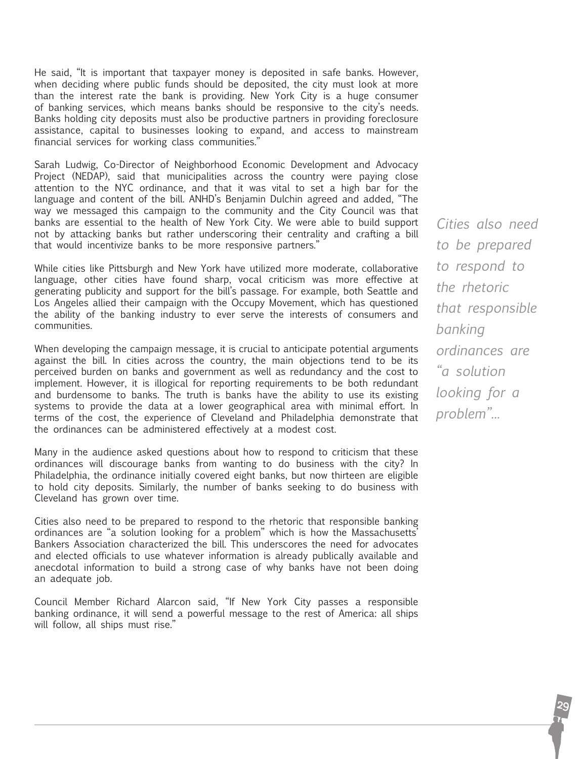He said, "It is important that taxpayer money is deposited in safe banks. However, when deciding where public funds should be deposited, the city must look at more than the interest rate the bank is providing. New York City is a huge consumer of banking services, which means banks should be responsive to the city's needs. Banks holding city deposits must also be productive partners in providing foreclosure assistance, capital to businesses looking to expand, and access to mainstream financial services for working class communities."

Sarah Ludwig, Co-Director of Neighborhood Economic Development and Advocacy Project (NEDAP), said that municipalities across the country were paying close attention to the NYC ordinance, and that it was vital to set a high bar for the language and content of the bill. ANHD's Benjamin Dulchin agreed and added, "The way we messaged this campaign to the community and the City Council was that banks are essential to the health of New York City. We were able to build support not by attacking banks but rather underscoring their centrality and crafting a bill that would incentivize banks to be more responsive partners."

While cities like Pittsburgh and New York have utilized more moderate, collaborative language, other cities have found sharp, vocal criticism was more effective at generating publicity and support for the bill's passage. For example, both Seattle and Los Angeles allied their campaign with the Occupy Movement, which has questioned the ability of the banking industry to ever serve the interests of consumers and communities.

When developing the campaign message, it is crucial to anticipate potential arguments against the bill. In cities across the country, the main objections tend to be its perceived burden on banks and government as well as redundancy and the cost to implement. However, it is illogical for reporting requirements to be both redundant and burdensome to banks. The truth is banks have the ability to use its existing systems to provide the data at a lower geographical area with minimal effort. In terms of the cost, the experience of Cleveland and Philadelphia demonstrate that the ordinances can be administered effectively at a modest cost.

Many in the audience asked questions about how to respond to criticism that these ordinances will discourage banks from wanting to do business with the city? In Philadelphia, the ordinance initially covered eight banks, but now thirteen are eligible to hold city deposits. Similarly, the number of banks seeking to do business with Cleveland has grown over time.

Cities also need to be prepared to respond to the rhetoric that responsible banking ordinances are "a solution looking for a problem" which is how the Massachusetts' Bankers Association characterized the bill. This underscores the need for advocates and elected officials to use whatever information is already publically available and anecdotal information to build a strong case of why banks have not been doing an adequate job.

Council Member Richard Alarcon said, "If New York City passes a responsible banking ordinance, it will send a powerful message to the rest of America: all ships will follow, all ships must rise."

*Cities also need to be prepared to respond to the rhetoric that responsible banking ordinances are "a solution looking for a problem"...*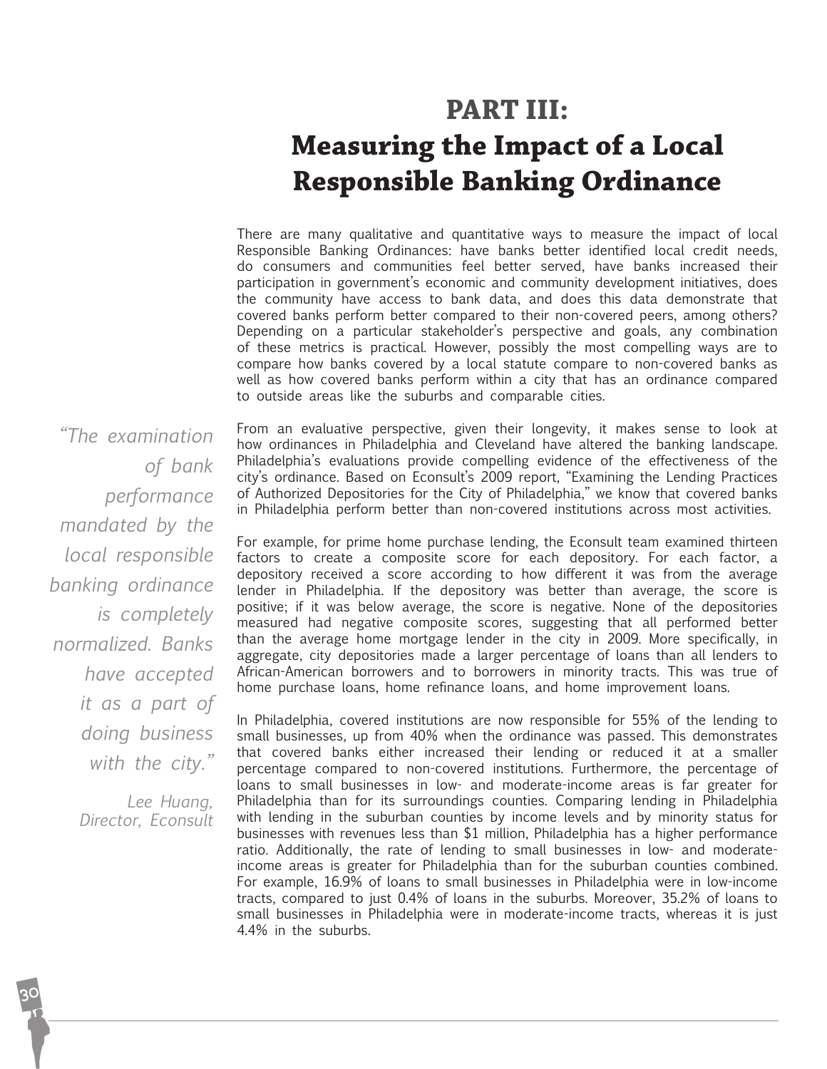# PART III:
# Measuring the Impact of a Local Responsible Banking Ordinance

There are many qualitative and quantitative ways to measure the impact of local Responsible Banking Ordinances: have banks better identified local credit needs, do consumers and communities feel better served, have banks increased their participation in government's economic and community development initiatives, does the community have access to bank data, and does this data demonstrate that covered banks perform better compared to their non-covered peers, among others? Depending on a particular stakeholder's perspective and goals, any combination of these metrics is practical. However, possibly the most compelling ways are to compare how banks covered by a local statute compare to non-covered banks as well as how covered banks perform within a city that has an ordinance compared to outside areas like the suburbs and comparable cities.

> *"The examination of bank performance mandated by the local responsible banking ordinance is completely normalized. Banks have accepted it as a part of doing business with the city."*
>
> *Lee Huang, Director, Econsult*

From an evaluative perspective, given their longevity, it makes sense to look at how ordinances in Philadelphia and Cleveland have altered the banking landscape. Philadelphia's evaluations provide compelling evidence of the effectiveness of the city's ordinance. Based on Econsult's 2009 report, "Examining the Lending Practices of Authorized Depositories for the City of Philadelphia," we know that covered banks in Philadelphia perform better than non-covered institutions across most activities.

For example, for prime home purchase lending, the Econsult team examined thirteen factors to create a composite score for each depository. For each factor, a depository received a score according to how different it was from the average lender in Philadelphia. If the depository was better than average, the score is positive; if it was below average, the score is negative. None of the depositories measured had negative composite scores, suggesting that all performed better than the average home mortgage lender in the city in 2009. More specifically, in aggregate, city depositories made a larger percentage of loans than all lenders to African-American borrowers and to borrowers in minority tracts. This was true of home purchase loans, home refinance loans, and home improvement loans.

In Philadelphia, covered institutions are now responsible for 55% of the lending to small businesses, up from 40% when the ordinance was passed. This demonstrates that covered banks either increased their lending or reduced it at a smaller percentage compared to non-covered institutions. Furthermore, the percentage of loans to small businesses in low- and moderate-income areas is far greater for Philadelphia than for its surroundings counties. Comparing lending in Philadelphia with lending in the suburban counties by income levels and by minority status for businesses with revenues less than $1 million, Philadelphia has a higher performance ratio. Additionally, the rate of lending to small businesses in low- and moderate-income areas is greater for Philadelphia than for the suburban counties combined. For example, 16.9% of loans to small businesses in Philadelphia were in low-income tracts, compared to just 0.4% of loans in the suburbs. Moreover, 35.2% of loans to small businesses in Philadelphia were in moderate-income tracts, whereas it is just 4.4% in the suburbs.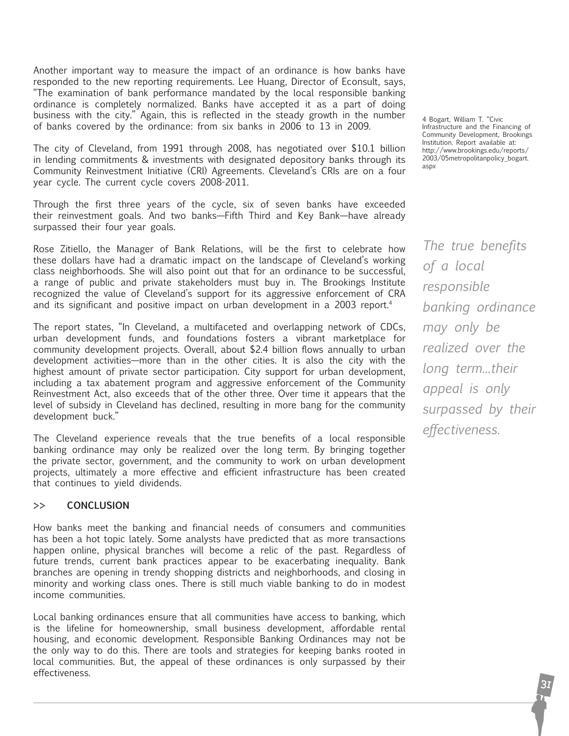Another important way to measure the impact of an ordinance is how banks have responded to the new reporting requirements. Lee Huang, Director of Econsult, says, "The examination of bank performance mandated by the local responsible banking ordinance is completely normalized. Banks have accepted it as a part of doing business with the city." Again, this is reflected in the steady growth in the number of banks covered by the ordinance: from six banks in 2006 to 13 in 2009.

The city of Cleveland, from 1991 through 2008, has negotiated over $10.1 billion in lending commitments & investments with designated depository banks through its Community Reinvestment Initiative (CRI) Agreements. Cleveland's CRIs are on a four year cycle. The current cycle covers 2008-2011.

Through the first three years of the cycle, six of seven banks have exceeded their reinvestment goals. And two banks—Fifth Third and Key Bank—have already surpassed their four year goals.

Rose Zitiello, the Manager of Bank Relations, will be the first to celebrate how these dollars have had a dramatic impact on the landscape of Cleveland's working class neighborhoods. She will also point out that for an ordinance to be successful, a range of public and private stakeholders must buy in. The Brookings Institute recognized the value of Cleveland's support for its aggressive enforcement of CRA and its significant and positive impact on urban development in a 2003 report.[4]

The report states, "In Cleveland, a multifaceted and overlapping network of CDCs, urban development funds, and foundations fosters a vibrant marketplace for community development projects. Overall, about $2.4 billion flows annually to urban development activities—more than in the other cities. It is also the city with the highest amount of private sector participation. City support for urban development, including a tax abatement program and aggressive enforcement of the Community Reinvestment Act, also exceeds that of the other three. Over time it appears that the level of subsidy in Cleveland has declined, resulting in more bang for the community development buck."

The Cleveland experience reveals that the true benefits of a local responsible banking ordinance may only be realized over the long term. By bringing together the private sector, government, and the community to work on urban development projects, ultimately a more effective and efficient infrastructure has been created that continues to yield dividends.

*The true benefits of a local responsible banking ordinance may only be realized over the long term...their appeal is only surpassed by their effectiveness.*

## >> CONCLUSION

How banks meet the banking and financial needs of consumers and communities has been a hot topic lately. Some analysts have predicted that as more transactions happen online, physical branches will become a relic of the past. Regardless of future trends, current bank practices appear to be exacerbating inequality. Bank branches are opening in trendy shopping districts and neighborhoods, and closing in minority and working class ones. There is still much viable banking to do in modest income communities.

Local banking ordinances ensure that all communities have access to banking, which is the lifeline for homeownership, small business development, affordable rental housing, and economic development. Responsible Banking Ordinances may not be the only way to do this. There are tools and strategies for keeping banks rooted in local communities. But, the appeal of these ordinances is only surpassed by their effectiveness.

4 Bogart, William T. "Civic Infrastructure and the Financing of Community Development, Brookings Institution. Report available at: http://www.brookings.edu/reports/2003/05metropolitanpolicy_bogart.aspx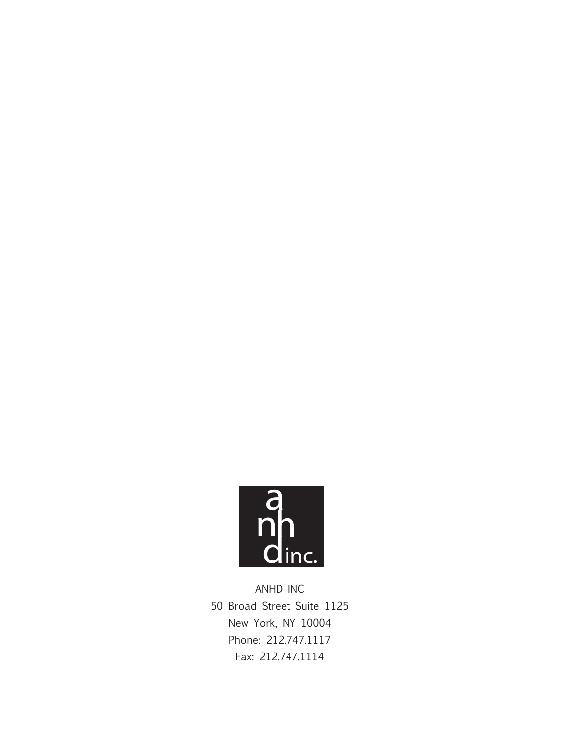ANHD INC
50 Broad Street Suite 1125
New York, NY 10004
Phone: 212.747.1117
Fax: 212.747.1114